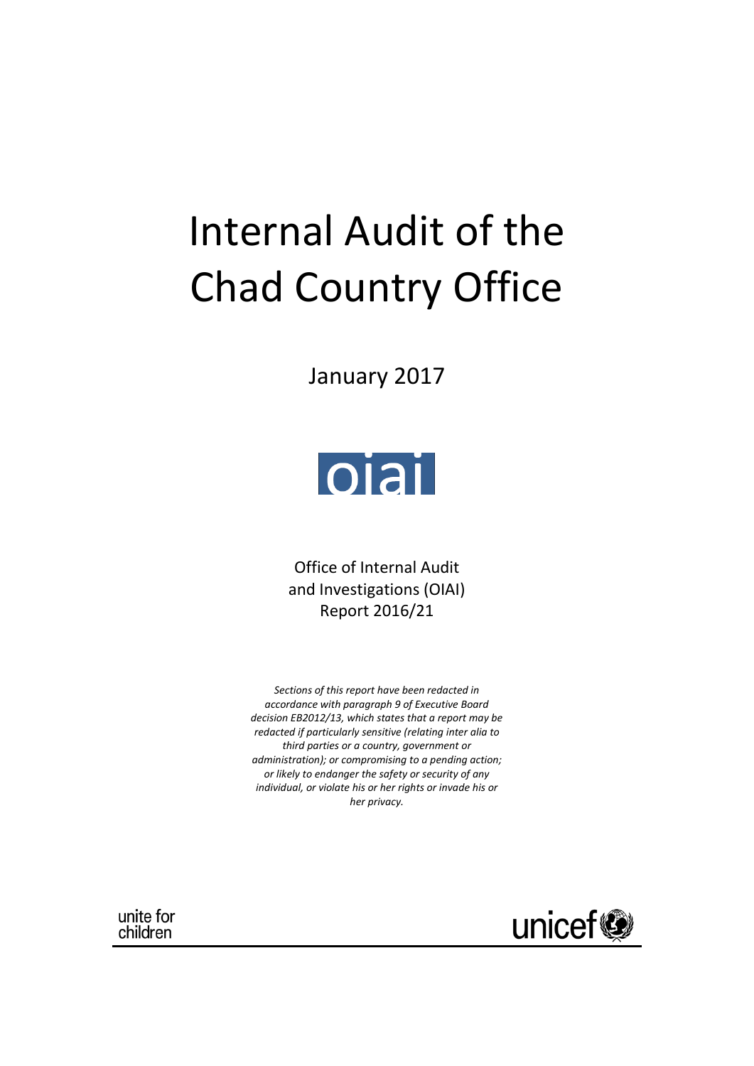# Internal Audit of the Chad Country Office

January 2017

oiai

Office of Internal Audit and Investigations (OIAI)
Report 2016/21

*Sections of this report have been redacted in accordance with paragraph 9 of Executive Board decision EB2012/13, which states that a report may be redacted if particularly sensitive (relating inter alia to third parties or a country, government or administration); or compromising to a pending action; or likely to endanger the safety or security of any individual, or violate his or her rights or invade his or her privacy.*

unite for children

unicef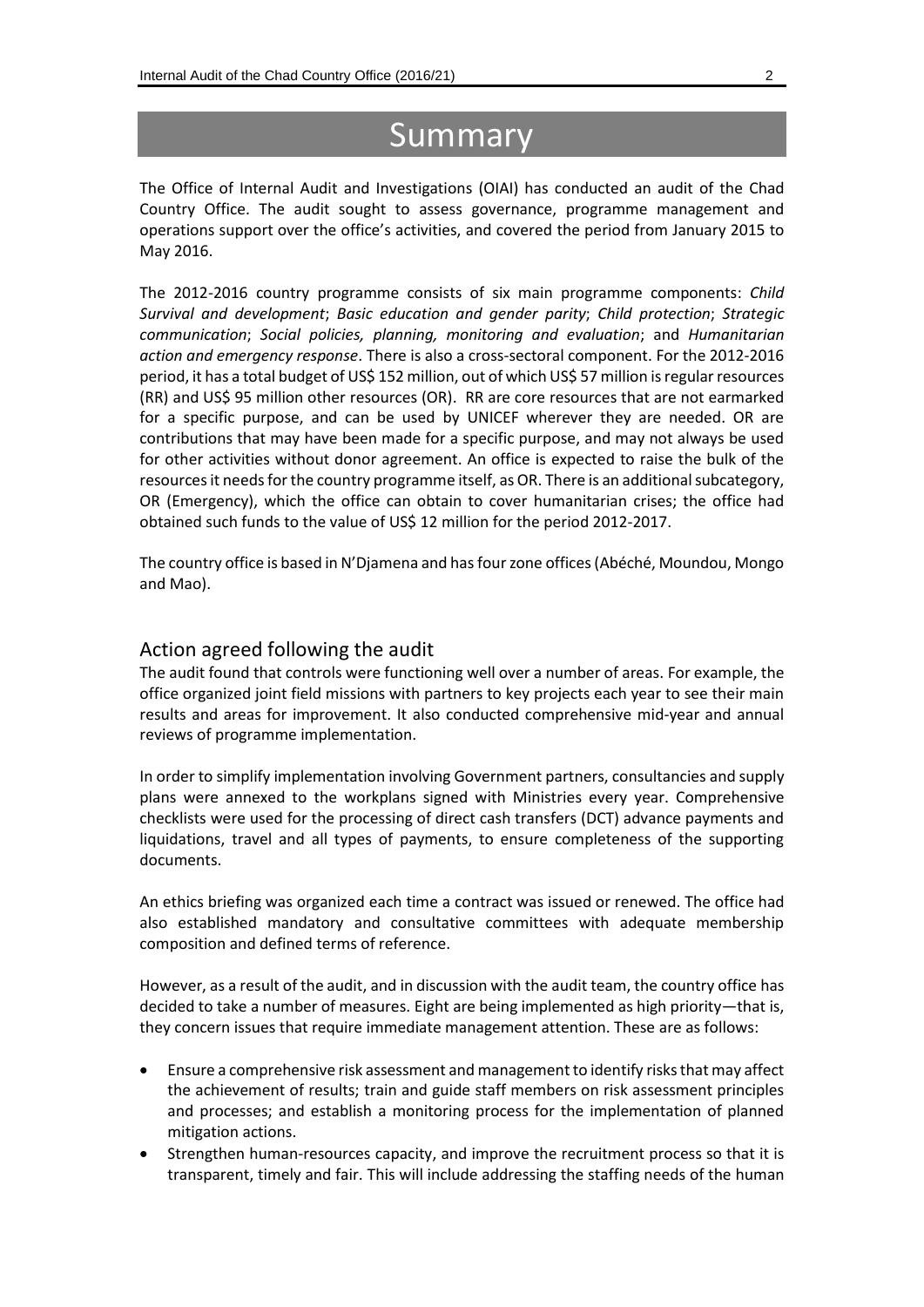# Summary

The Office of Internal Audit and Investigations (OIAI) has conducted an audit of the Chad Country Office. The audit sought to assess governance, programme management and operations support over the office's activities, and covered the period from January 2015 to May 2016.

The 2012-2016 country programme consists of six main programme components: *Child Survival and development*; *Basic education and gender parity*; *Child protection*; *Strategic communication*; *Social policies, planning, monitoring and evaluation*; and *Humanitarian action and emergency response*. There is also a cross-sectoral component. For the 2012-2016 period, it has a total budget of US$ 152 million, out of which US$ 57 million is regular resources (RR) and US$ 95 million other resources (OR). RR are core resources that are not earmarked for a specific purpose, and can be used by UNICEF wherever they are needed. OR are contributions that may have been made for a specific purpose, and may not always be used for other activities without donor agreement. An office is expected to raise the bulk of the resources it needs for the country programme itself, as OR. There is an additional subcategory, OR (Emergency), which the office can obtain to cover humanitarian crises; the office had obtained such funds to the value of US$ 12 million for the period 2012-2017.

The country office is based in N'Djamena and has four zone offices (Abéché, Moundou, Mongo and Mao).

## Action agreed following the audit

The audit found that controls were functioning well over a number of areas. For example, the office organized joint field missions with partners to key projects each year to see their main results and areas for improvement. It also conducted comprehensive mid-year and annual reviews of programme implementation.

In order to simplify implementation involving Government partners, consultancies and supply plans were annexed to the workplans signed with Ministries every year. Comprehensive checklists were used for the processing of direct cash transfers (DCT) advance payments and liquidations, travel and all types of payments, to ensure completeness of the supporting documents.

An ethics briefing was organized each time a contract was issued or renewed. The office had also established mandatory and consultative committees with adequate membership composition and defined terms of reference.

However, as a result of the audit, and in discussion with the audit team, the country office has decided to take a number of measures. Eight are being implemented as high priority—that is, they concern issues that require immediate management attention. These are as follows:

- Ensure a comprehensive risk assessment and management to identify risks that may affect the achievement of results; train and guide staff members on risk assessment principles and processes; and establish a monitoring process for the implementation of planned mitigation actions.
- Strengthen human-resources capacity, and improve the recruitment process so that it is transparent, timely and fair. This will include addressing the staffing needs of the human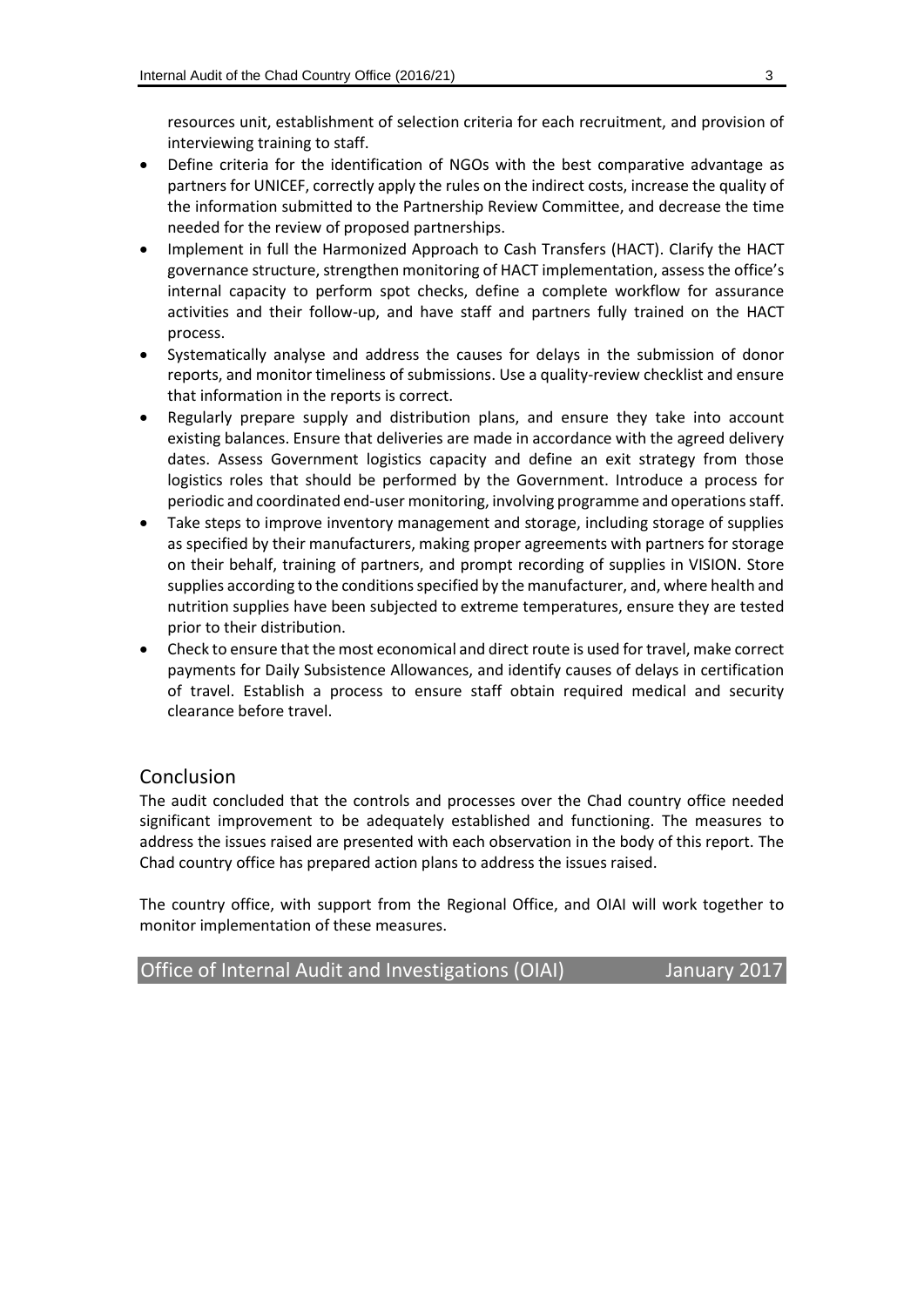resources unit, establishment of selection criteria for each recruitment, and provision of interviewing training to staff.

- Define criteria for the identification of NGOs with the best comparative advantage as partners for UNICEF, correctly apply the rules on the indirect costs, increase the quality of the information submitted to the Partnership Review Committee, and decrease the time needed for the review of proposed partnerships.
- Implement in full the Harmonized Approach to Cash Transfers (HACT). Clarify the HACT governance structure, strengthen monitoring of HACT implementation, assess the office's internal capacity to perform spot checks, define a complete workflow for assurance activities and their follow-up, and have staff and partners fully trained on the HACT process.
- Systematically analyse and address the causes for delays in the submission of donor reports, and monitor timeliness of submissions. Use a quality-review checklist and ensure that information in the reports is correct.
- Regularly prepare supply and distribution plans, and ensure they take into account existing balances. Ensure that deliveries are made in accordance with the agreed delivery dates. Assess Government logistics capacity and define an exit strategy from those logistics roles that should be performed by the Government. Introduce a process for periodic and coordinated end-user monitoring, involving programme and operations staff.
- Take steps to improve inventory management and storage, including storage of supplies as specified by their manufacturers, making proper agreements with partners for storage on their behalf, training of partners, and prompt recording of supplies in VISION. Store supplies according to the conditions specified by the manufacturer, and, where health and nutrition supplies have been subjected to extreme temperatures, ensure they are tested prior to their distribution.
- Check to ensure that the most economical and direct route is used for travel, make correct payments for Daily Subsistence Allowances, and identify causes of delays in certification of travel. Establish a process to ensure staff obtain required medical and security clearance before travel.

## Conclusion

The audit concluded that the controls and processes over the Chad country office needed significant improvement to be adequately established and functioning. The measures to address the issues raised are presented with each observation in the body of this report. The Chad country office has prepared action plans to address the issues raised.

The country office, with support from the Regional Office, and OIAI will work together to monitor implementation of these measures.

Office of Internal Audit and Investigations (OIAI) January 2017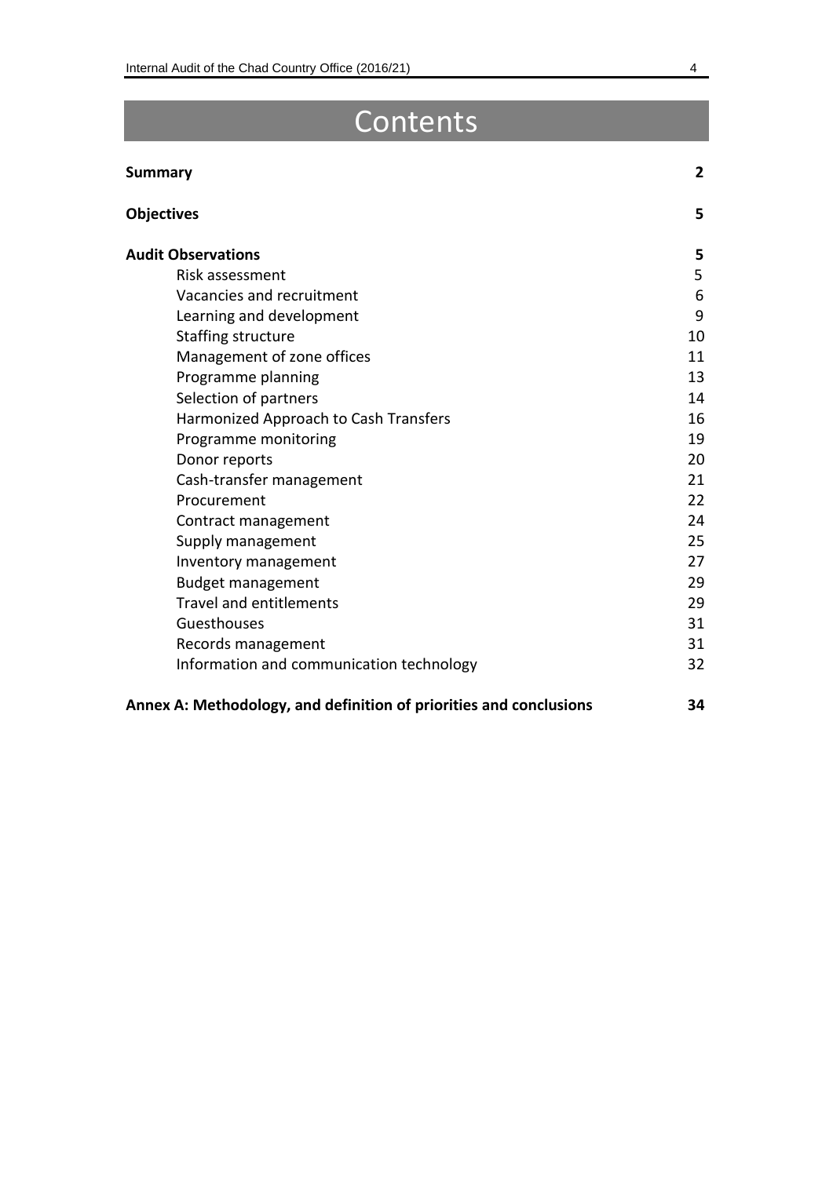# Contents

| | |
|---|---|
| **Summary** | **2** |
| **Objectives** | **5** |
| **Audit Observations** | **5** |
| Risk assessment | 5 |
| Vacancies and recruitment | 6 |
| Learning and development | 9 |
| Staffing structure | 10 |
| Management of zone offices | 11 |
| Programme planning | 13 |
| Selection of partners | 14 |
| Harmonized Approach to Cash Transfers | 16 |
| Programme monitoring | 19 |
| Donor reports | 20 |
| Cash-transfer management | 21 |
| Procurement | 22 |
| Contract management | 24 |
| Supply management | 25 |
| Inventory management | 27 |
| Budget management | 29 |
| Travel and entitlements | 29 |
| Guesthouses | 31 |
| Records management | 31 |
| Information and communication technology | 32 |
| **Annex A: Methodology, and definition of priorities and conclusions** | **34** |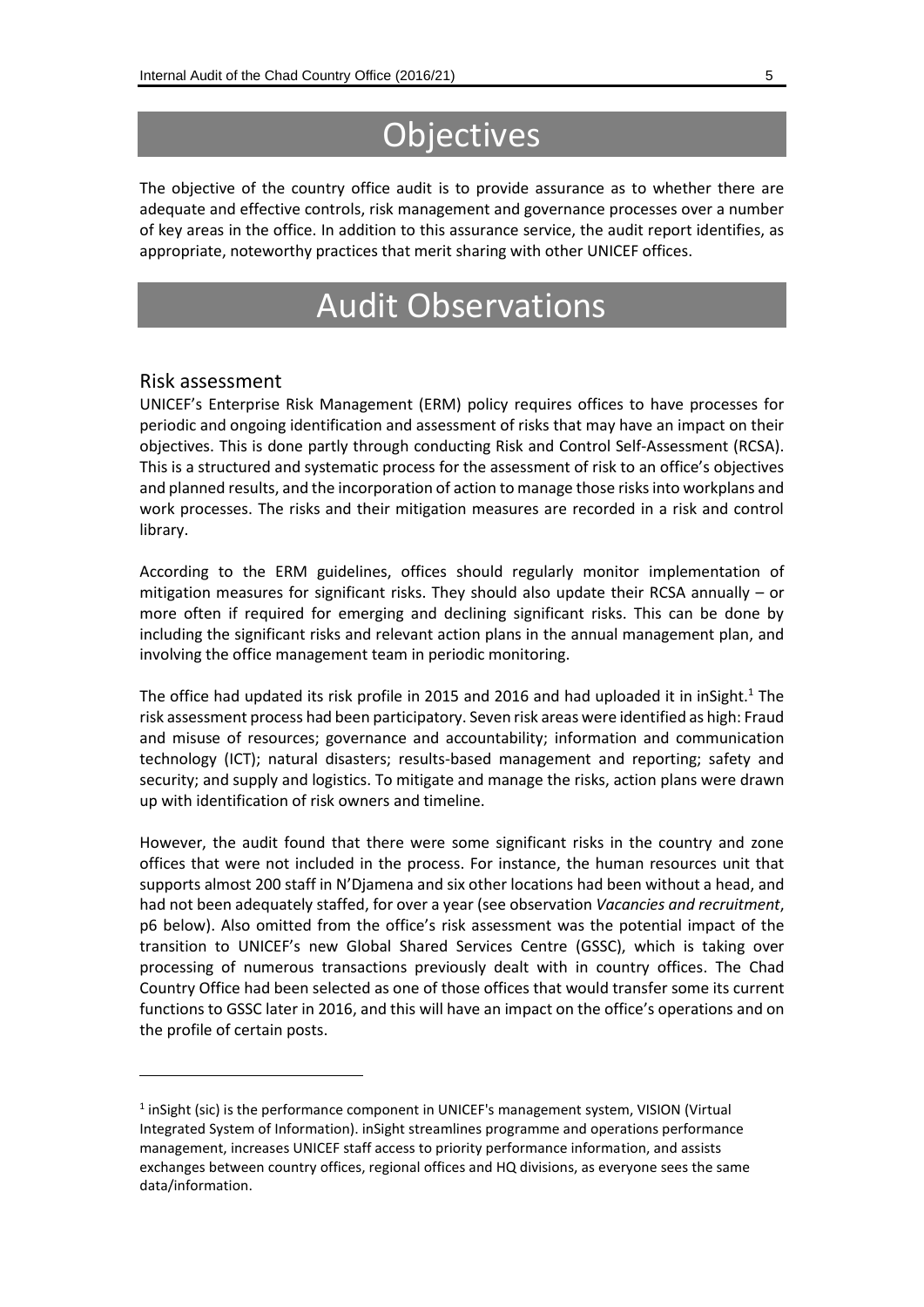# Objectives

The objective of the country office audit is to provide assurance as to whether there are adequate and effective controls, risk management and governance processes over a number of key areas in the office. In addition to this assurance service, the audit report identifies, as appropriate, noteworthy practices that merit sharing with other UNICEF offices.

# Audit Observations

## Risk assessment

UNICEF's Enterprise Risk Management (ERM) policy requires offices to have processes for periodic and ongoing identification and assessment of risks that may have an impact on their objectives. This is done partly through conducting Risk and Control Self-Assessment (RCSA). This is a structured and systematic process for the assessment of risk to an office's objectives and planned results, and the incorporation of action to manage those risks into workplans and work processes. The risks and their mitigation measures are recorded in a risk and control library.

According to the ERM guidelines, offices should regularly monitor implementation of mitigation measures for significant risks. They should also update their RCSA annually – or more often if required for emerging and declining significant risks. This can be done by including the significant risks and relevant action plans in the annual management plan, and involving the office management team in periodic monitoring.

The office had updated its risk profile in 2015 and 2016 and had uploaded it in inSight.[1] The risk assessment process had been participatory. Seven risk areas were identified as high: Fraud and misuse of resources; governance and accountability; information and communication technology (ICT); natural disasters; results-based management and reporting; safety and security; and supply and logistics. To mitigate and manage the risks, action plans were drawn up with identification of risk owners and timeline.

However, the audit found that there were some significant risks in the country and zone offices that were not included in the process. For instance, the human resources unit that supports almost 200 staff in N'Djamena and six other locations had been without a head, and had not been adequately staffed, for over a year (see observation *Vacancies and recruitment*, p6 below). Also omitted from the office's risk assessment was the potential impact of the transition to UNICEF's new Global Shared Services Centre (GSSC), which is taking over processing of numerous transactions previously dealt with in country offices. The Chad Country Office had been selected as one of those offices that would transfer some its current functions to GSSC later in 2016, and this will have an impact on the office's operations and on the profile of certain posts.

---

[1] inSight (sic) is the performance component in UNICEF's management system, VISION (Virtual Integrated System of Information). inSight streamlines programme and operations performance management, increases UNICEF staff access to priority performance information, and assists exchanges between country offices, regional offices and HQ divisions, as everyone sees the same data/information.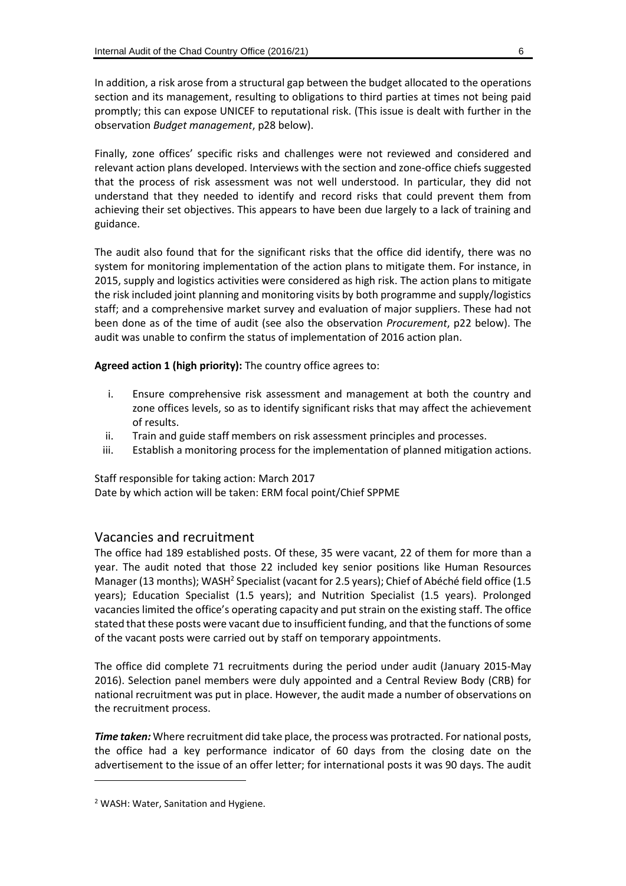In addition, a risk arose from a structural gap between the budget allocated to the operations section and its management, resulting to obligations to third parties at times not being paid promptly; this can expose UNICEF to reputational risk. (This issue is dealt with further in the observation *Budget management*, p28 below).

Finally, zone offices' specific risks and challenges were not reviewed and considered and relevant action plans developed. Interviews with the section and zone-office chiefs suggested that the process of risk assessment was not well understood. In particular, they did not understand that they needed to identify and record risks that could prevent them from achieving their set objectives. This appears to have been due largely to a lack of training and guidance.

The audit also found that for the significant risks that the office did identify, there was no system for monitoring implementation of the action plans to mitigate them. For instance, in 2015, supply and logistics activities were considered as high risk. The action plans to mitigate the risk included joint planning and monitoring visits by both programme and supply/logistics staff; and a comprehensive market survey and evaluation of major suppliers. These had not been done as of the time of audit (see also the observation *Procurement*, p22 below). The audit was unable to confirm the status of implementation of 2016 action plan.

**Agreed action 1 (high priority):** The country office agrees to:

i. Ensure comprehensive risk assessment and management at both the country and zone offices levels, so as to identify significant risks that may affect the achievement of results.
ii. Train and guide staff members on risk assessment principles and processes.
iii. Establish a monitoring process for the implementation of planned mitigation actions.

Staff responsible for taking action: March 2017
Date by which action will be taken: ERM focal point/Chief SPPME

## Vacancies and recruitment

The office had 189 established posts. Of these, 35 were vacant, 22 of them for more than a year. The audit noted that those 22 included key senior positions like Human Resources Manager (13 months); WASH[2] Specialist (vacant for 2.5 years); Chief of Abéché field office (1.5 years); Education Specialist (1.5 years); and Nutrition Specialist (1.5 years). Prolonged vacancies limited the office's operating capacity and put strain on the existing staff. The office stated that these posts were vacant due to insufficient funding, and that the functions of some of the vacant posts were carried out by staff on temporary appointments.

The office did complete 71 recruitments during the period under audit (January 2015-May 2016). Selection panel members were duly appointed and a Central Review Body (CRB) for national recruitment was put in place. However, the audit made a number of observations on the recruitment process.

***Time taken:*** Where recruitment did take place, the process was protracted. For national posts, the office had a key performance indicator of 60 days from the closing date on the advertisement to the issue of an offer letter; for international posts it was 90 days. The audit

[2] WASH: Water, Sanitation and Hygiene.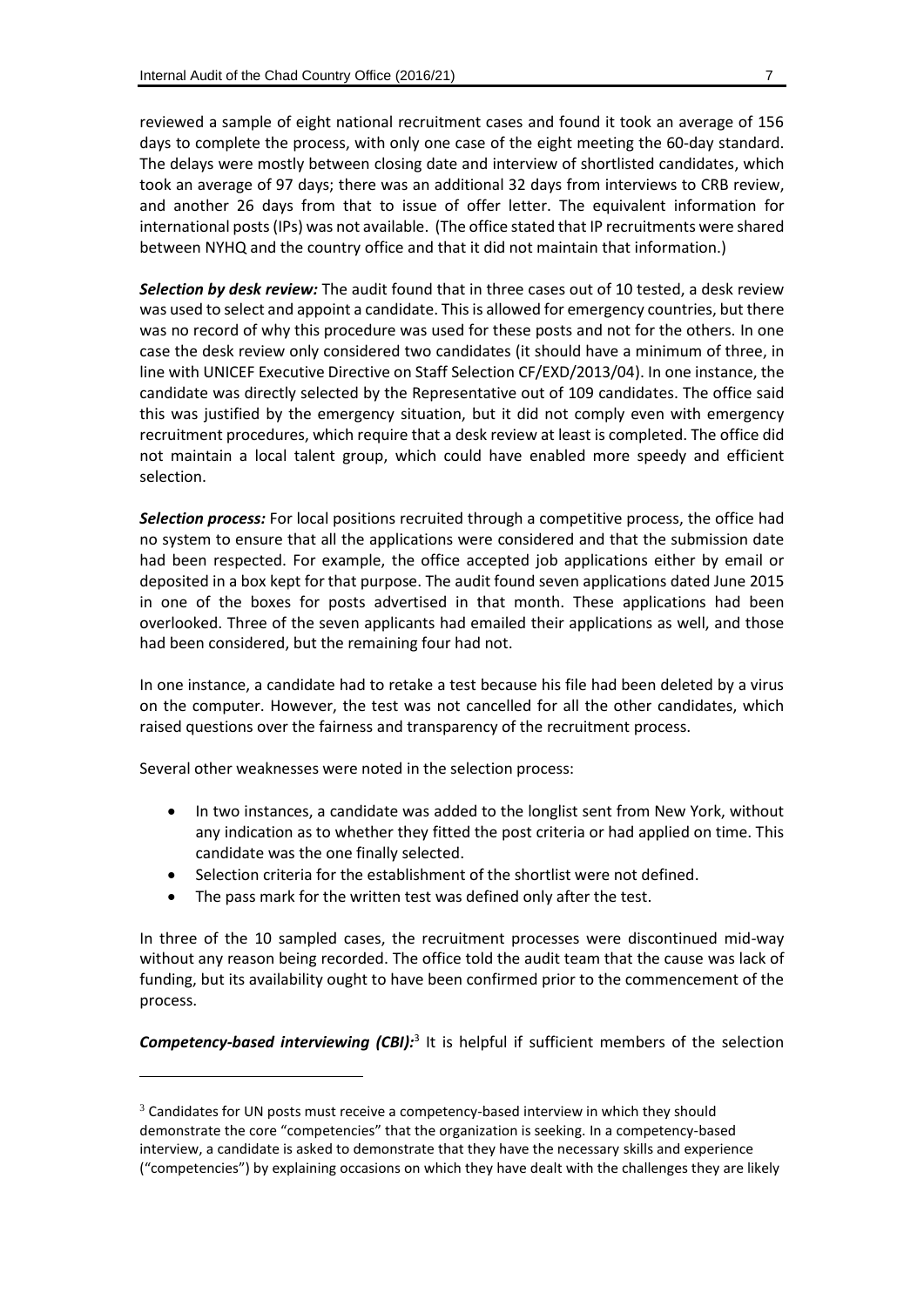reviewed a sample of eight national recruitment cases and found it took an average of 156 days to complete the process, with only one case of the eight meeting the 60-day standard. The delays were mostly between closing date and interview of shortlisted candidates, which took an average of 97 days; there was an additional 32 days from interviews to CRB review, and another 26 days from that to issue of offer letter. The equivalent information for international posts (IPs) was not available. (The office stated that IP recruitments were shared between NYHQ and the country office and that it did not maintain that information.)

***Selection by desk review:*** The audit found that in three cases out of 10 tested, a desk review was used to select and appoint a candidate. This is allowed for emergency countries, but there was no record of why this procedure was used for these posts and not for the others. In one case the desk review only considered two candidates (it should have a minimum of three, in line with UNICEF Executive Directive on Staff Selection CF/EXD/2013/04). In one instance, the candidate was directly selected by the Representative out of 109 candidates. The office said this was justified by the emergency situation, but it did not comply even with emergency recruitment procedures, which require that a desk review at least is completed. The office did not maintain a local talent group, which could have enabled more speedy and efficient selection.

***Selection process:*** For local positions recruited through a competitive process, the office had no system to ensure that all the applications were considered and that the submission date had been respected. For example, the office accepted job applications either by email or deposited in a box kept for that purpose. The audit found seven applications dated June 2015 in one of the boxes for posts advertised in that month. These applications had been overlooked. Three of the seven applicants had emailed their applications as well, and those had been considered, but the remaining four had not.

In one instance, a candidate had to retake a test because his file had been deleted by a virus on the computer. However, the test was not cancelled for all the other candidates, which raised questions over the fairness and transparency of the recruitment process.

Several other weaknesses were noted in the selection process:

- In two instances, a candidate was added to the longlist sent from New York, without any indication as to whether they fitted the post criteria or had applied on time. This candidate was the one finally selected.
- Selection criteria for the establishment of the shortlist were not defined.
- The pass mark for the written test was defined only after the test.

In three of the 10 sampled cases, the recruitment processes were discontinued mid-way without any reason being recorded. The office told the audit team that the cause was lack of funding, but its availability ought to have been confirmed prior to the commencement of the process.

***Competency-based interviewing (CBI):***[3] It is helpful if sufficient members of the selection

[3] Candidates for UN posts must receive a competency-based interview in which they should demonstrate the core "competencies" that the organization is seeking. In a competency-based interview, a candidate is asked to demonstrate that they have the necessary skills and experience ("competencies") by explaining occasions on which they have dealt with the challenges they are likely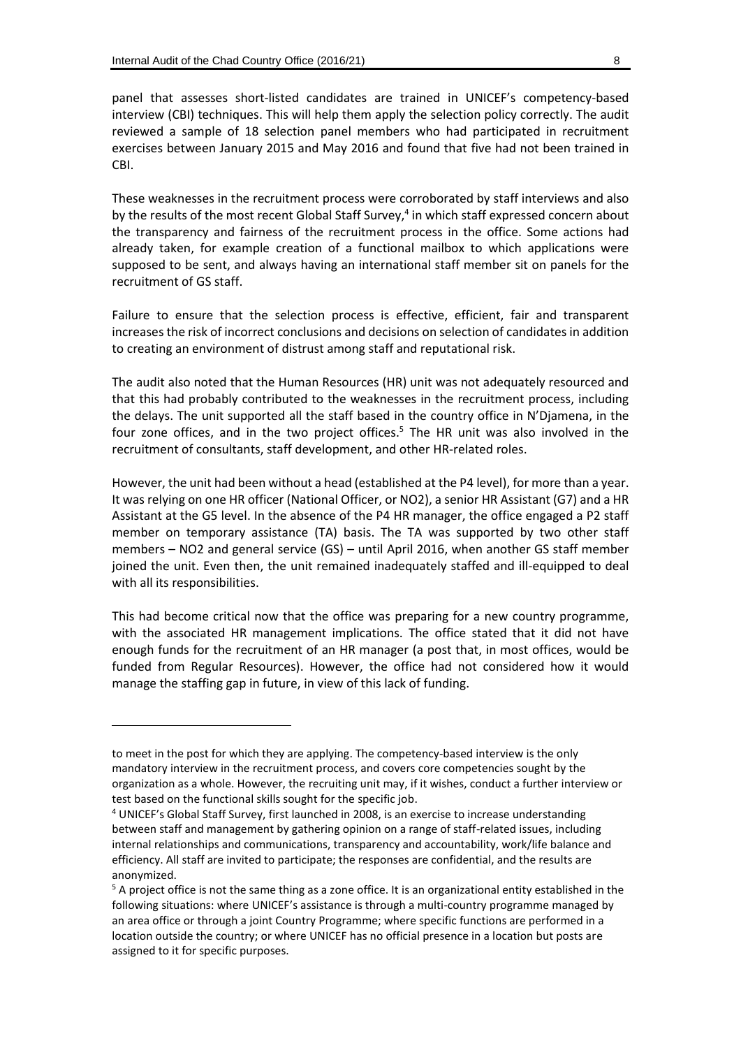panel that assesses short-listed candidates are trained in UNICEF's competency-based interview (CBI) techniques. This will help them apply the selection policy correctly. The audit reviewed a sample of 18 selection panel members who had participated in recruitment exercises between January 2015 and May 2016 and found that five had not been trained in CBI.

These weaknesses in the recruitment process were corroborated by staff interviews and also by the results of the most recent Global Staff Survey,[4] in which staff expressed concern about the transparency and fairness of the recruitment process in the office. Some actions had already taken, for example creation of a functional mailbox to which applications were supposed to be sent, and always having an international staff member sit on panels for the recruitment of GS staff.

Failure to ensure that the selection process is effective, efficient, fair and transparent increases the risk of incorrect conclusions and decisions on selection of candidates in addition to creating an environment of distrust among staff and reputational risk.

The audit also noted that the Human Resources (HR) unit was not adequately resourced and that this had probably contributed to the weaknesses in the recruitment process, including the delays. The unit supported all the staff based in the country office in N'Djamena, in the four zone offices, and in the two project offices.[5] The HR unit was also involved in the recruitment of consultants, staff development, and other HR-related roles.

However, the unit had been without a head (established at the P4 level), for more than a year. It was relying on one HR officer (National Officer, or NO2), a senior HR Assistant (G7) and a HR Assistant at the G5 level. In the absence of the P4 HR manager, the office engaged a P2 staff member on temporary assistance (TA) basis. The TA was supported by two other staff members – NO2 and general service (GS) – until April 2016, when another GS staff member joined the unit. Even then, the unit remained inadequately staffed and ill-equipped to deal with all its responsibilities.

This had become critical now that the office was preparing for a new country programme, with the associated HR management implications. The office stated that it did not have enough funds for the recruitment of an HR manager (a post that, in most offices, would be funded from Regular Resources). However, the office had not considered how it would manage the staffing gap in future, in view of this lack of funding.

---

to meet in the post for which they are applying. The competency-based interview is the only mandatory interview in the recruitment process, and covers core competencies sought by the organization as a whole. However, the recruiting unit may, if it wishes, conduct a further interview or test based on the functional skills sought for the specific job.

[4] UNICEF's Global Staff Survey, first launched in 2008, is an exercise to increase understanding between staff and management by gathering opinion on a range of staff-related issues, including internal relationships and communications, transparency and accountability, work/life balance and efficiency. All staff are invited to participate; the responses are confidential, and the results are anonymized.

[5] A project office is not the same thing as a zone office. It is an organizational entity established in the following situations: where UNICEF's assistance is through a multi-country programme managed by an area office or through a joint Country Programme; where specific functions are performed in a location outside the country; or where UNICEF has no official presence in a location but posts are assigned to it for specific purposes.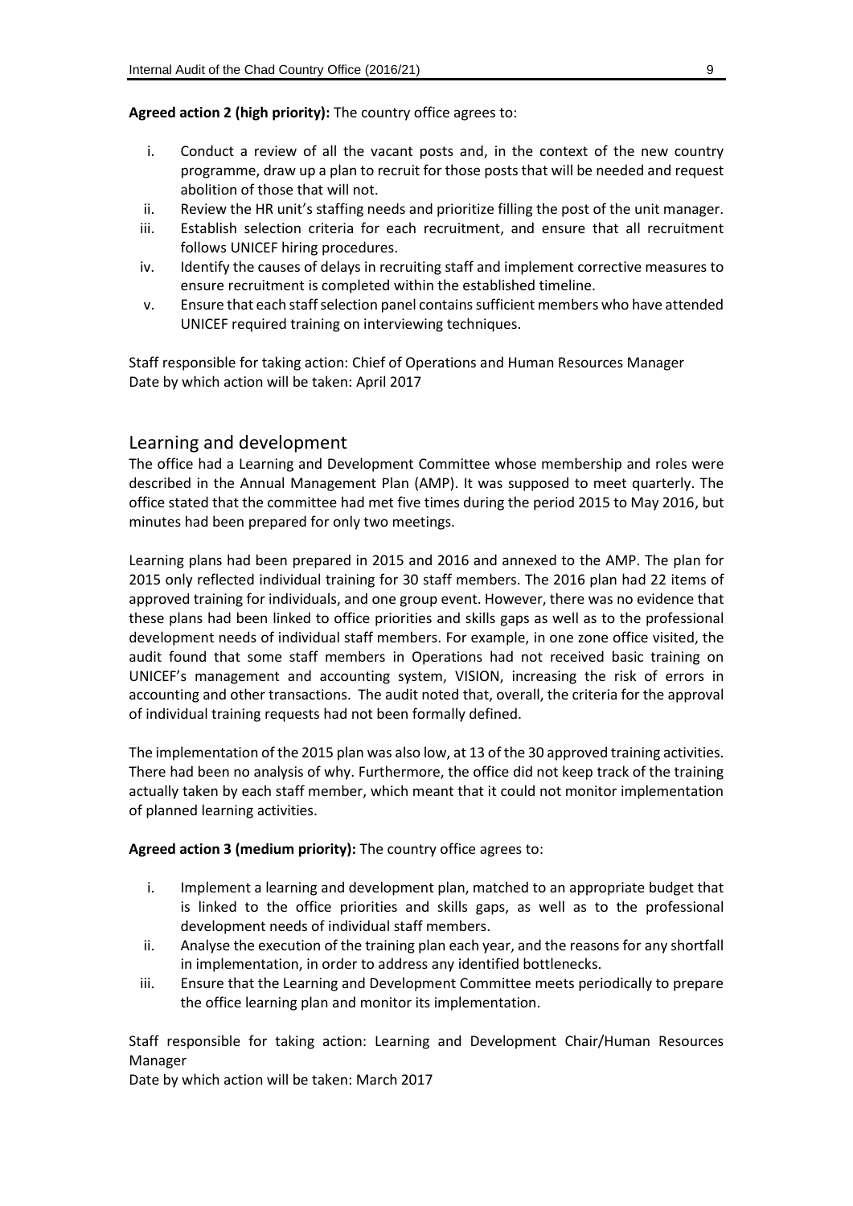**Agreed action 2 (high priority):** The country office agrees to:

i. Conduct a review of all the vacant posts and, in the context of the new country programme, draw up a plan to recruit for those posts that will be needed and request abolition of those that will not.
ii. Review the HR unit's staffing needs and prioritize filling the post of the unit manager.
iii. Establish selection criteria for each recruitment, and ensure that all recruitment follows UNICEF hiring procedures.
iv. Identify the causes of delays in recruiting staff and implement corrective measures to ensure recruitment is completed within the established timeline.
v. Ensure that each staff selection panel contains sufficient members who have attended UNICEF required training on interviewing techniques.

Staff responsible for taking action: Chief of Operations and Human Resources Manager
Date by which action will be taken: April 2017

## Learning and development

The office had a Learning and Development Committee whose membership and roles were described in the Annual Management Plan (AMP). It was supposed to meet quarterly. The office stated that the committee had met five times during the period 2015 to May 2016, but minutes had been prepared for only two meetings.

Learning plans had been prepared in 2015 and 2016 and annexed to the AMP. The plan for 2015 only reflected individual training for 30 staff members. The 2016 plan had 22 items of approved training for individuals, and one group event. However, there was no evidence that these plans had been linked to office priorities and skills gaps as well as to the professional development needs of individual staff members. For example, in one zone office visited, the audit found that some staff members in Operations had not received basic training on UNICEF's management and accounting system, VISION, increasing the risk of errors in accounting and other transactions. The audit noted that, overall, the criteria for the approval of individual training requests had not been formally defined.

The implementation of the 2015 plan was also low, at 13 of the 30 approved training activities. There had been no analysis of why. Furthermore, the office did not keep track of the training actually taken by each staff member, which meant that it could not monitor implementation of planned learning activities.

**Agreed action 3 (medium priority):** The country office agrees to:

i. Implement a learning and development plan, matched to an appropriate budget that is linked to the office priorities and skills gaps, as well as to the professional development needs of individual staff members.
ii. Analyse the execution of the training plan each year, and the reasons for any shortfall in implementation, in order to address any identified bottlenecks.
iii. Ensure that the Learning and Development Committee meets periodically to prepare the office learning plan and monitor its implementation.

Staff responsible for taking action: Learning and Development Chair/Human Resources Manager
Date by which action will be taken: March 2017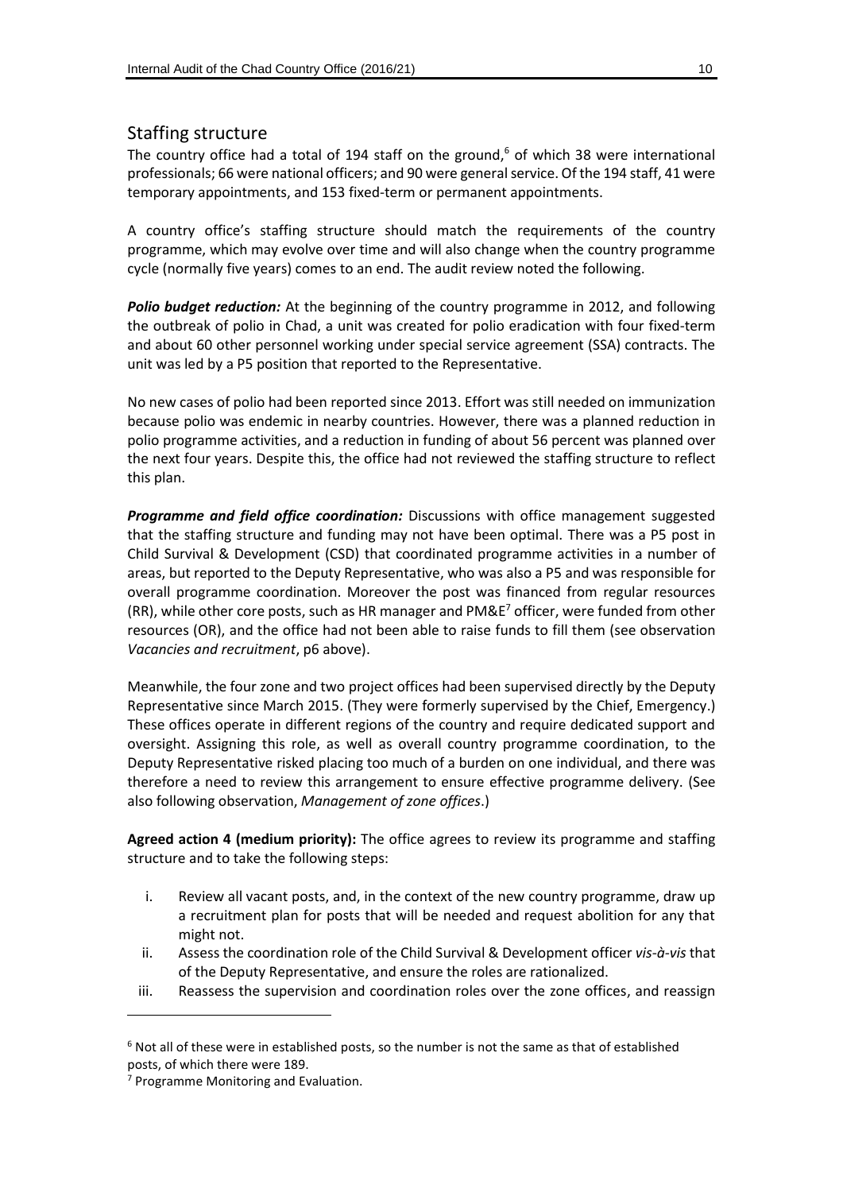## Staffing structure

The country office had a total of 194 staff on the ground,[6] of which 38 were international professionals; 66 were national officers; and 90 were general service. Of the 194 staff, 41 were temporary appointments, and 153 fixed-term or permanent appointments.

A country office's staffing structure should match the requirements of the country programme, which may evolve over time and will also change when the country programme cycle (normally five years) comes to an end. The audit review noted the following.

***Polio budget reduction:*** At the beginning of the country programme in 2012, and following the outbreak of polio in Chad, a unit was created for polio eradication with four fixed-term and about 60 other personnel working under special service agreement (SSA) contracts. The unit was led by a P5 position that reported to the Representative.

No new cases of polio had been reported since 2013. Effort was still needed on immunization because polio was endemic in nearby countries. However, there was a planned reduction in polio programme activities, and a reduction in funding of about 56 percent was planned over the next four years. Despite this, the office had not reviewed the staffing structure to reflect this plan.

***Programme and field office coordination:*** Discussions with office management suggested that the staffing structure and funding may not have been optimal. There was a P5 post in Child Survival & Development (CSD) that coordinated programme activities in a number of areas, but reported to the Deputy Representative, who was also a P5 and was responsible for overall programme coordination. Moreover the post was financed from regular resources (RR), while other core posts, such as HR manager and PM&E[7] officer, were funded from other resources (OR), and the office had not been able to raise funds to fill them (see observation *Vacancies and recruitment*, p6 above).

Meanwhile, the four zone and two project offices had been supervised directly by the Deputy Representative since March 2015. (They were formerly supervised by the Chief, Emergency.) These offices operate in different regions of the country and require dedicated support and oversight. Assigning this role, as well as overall country programme coordination, to the Deputy Representative risked placing too much of a burden on one individual, and there was therefore a need to review this arrangement to ensure effective programme delivery. (See also following observation, *Management of zone offices*.)

**Agreed action 4 (medium priority):** The office agrees to review its programme and staffing structure and to take the following steps:

i. Review all vacant posts, and, in the context of the new country programme, draw up a recruitment plan for posts that will be needed and request abolition for any that might not.
ii. Assess the coordination role of the Child Survival & Development officer *vis-à-vis* that of the Deputy Representative, and ensure the roles are rationalized.
iii. Reassess the supervision and coordination roles over the zone offices, and reassign

---

[6] Not all of these were in established posts, so the number is not the same as that of established posts, of which there were 189.

[7] Programme Monitoring and Evaluation.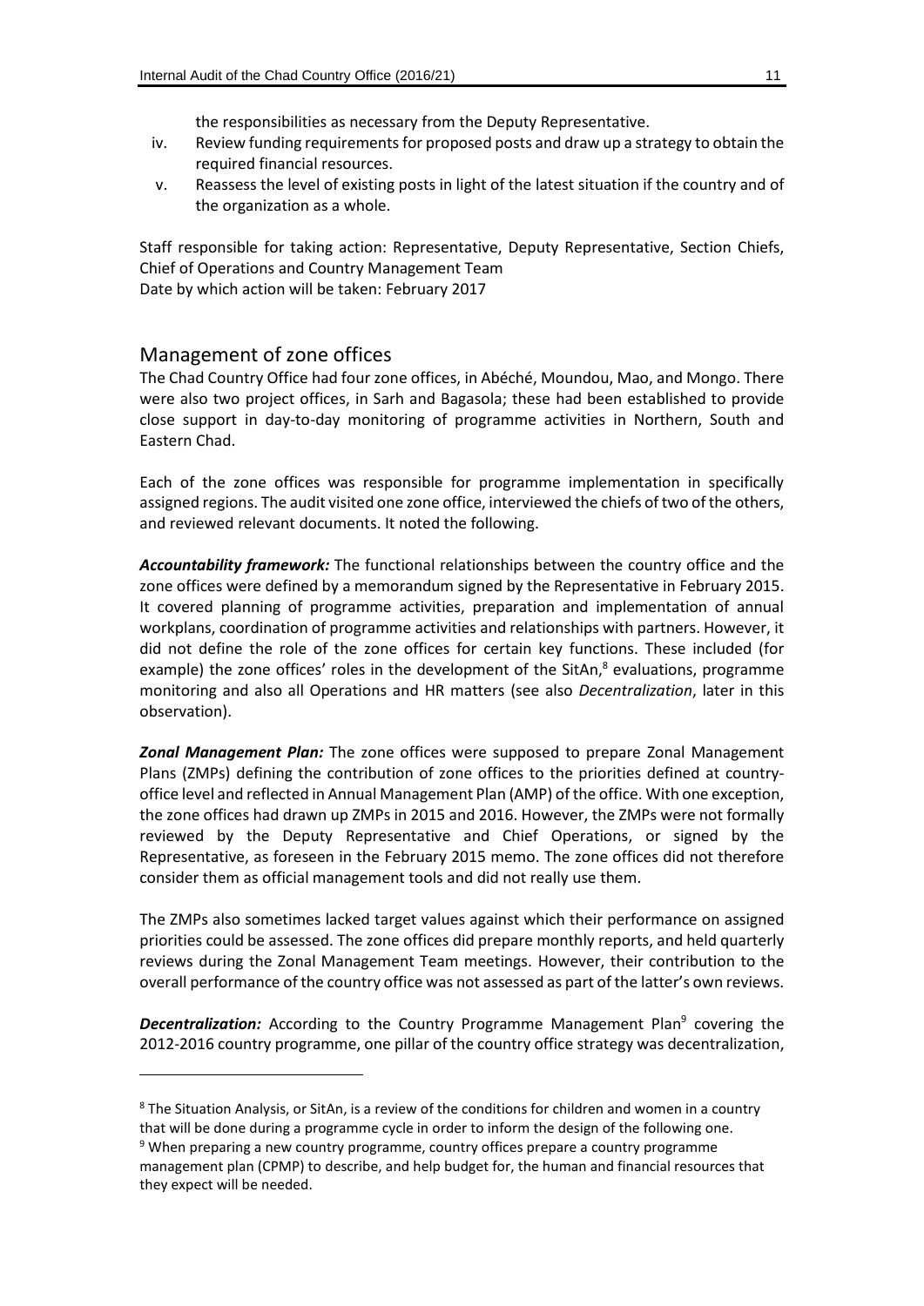the responsibilities as necessary from the Deputy Representative.

iv. Review funding requirements for proposed posts and draw up a strategy to obtain the required financial resources.

v. Reassess the level of existing posts in light of the latest situation if the country and of the organization as a whole.

Staff responsible for taking action: Representative, Deputy Representative, Section Chiefs, Chief of Operations and Country Management Team
Date by which action will be taken: February 2017

## Management of zone offices

The Chad Country Office had four zone offices, in Abéché, Moundou, Mao, and Mongo. There were also two project offices, in Sarh and Bagasola; these had been established to provide close support in day-to-day monitoring of programme activities in Northern, South and Eastern Chad.

Each of the zone offices was responsible for programme implementation in specifically assigned regions. The audit visited one zone office, interviewed the chiefs of two of the others, and reviewed relevant documents. It noted the following.

***Accountability framework:*** The functional relationships between the country office and the zone offices were defined by a memorandum signed by the Representative in February 2015. It covered planning of programme activities, preparation and implementation of annual workplans, coordination of programme activities and relationships with partners. However, it did not define the role of the zone offices for certain key functions. These included (for example) the zone offices' roles in the development of the SitAn,[8] evaluations, programme monitoring and also all Operations and HR matters (see also *Decentralization*, later in this observation).

***Zonal Management Plan:*** The zone offices were supposed to prepare Zonal Management Plans (ZMPs) defining the contribution of zone offices to the priorities defined at country-office level and reflected in Annual Management Plan (AMP) of the office. With one exception, the zone offices had drawn up ZMPs in 2015 and 2016. However, the ZMPs were not formally reviewed by the Deputy Representative and Chief Operations, or signed by the Representative, as foreseen in the February 2015 memo. The zone offices did not therefore consider them as official management tools and did not really use them.

The ZMPs also sometimes lacked target values against which their performance on assigned priorities could be assessed. The zone offices did prepare monthly reports, and held quarterly reviews during the Zonal Management Team meetings. However, their contribution to the overall performance of the country office was not assessed as part of the latter's own reviews.

***Decentralization:*** According to the Country Programme Management Plan[9] covering the 2012-2016 country programme, one pillar of the country office strategy was decentralization,

---

[8] The Situation Analysis, or SitAn, is a review of the conditions for children and women in a country that will be done during a programme cycle in order to inform the design of the following one.

[9] When preparing a new country programme, country offices prepare a country programme management plan (CPMP) to describe, and help budget for, the human and financial resources that they expect will be needed.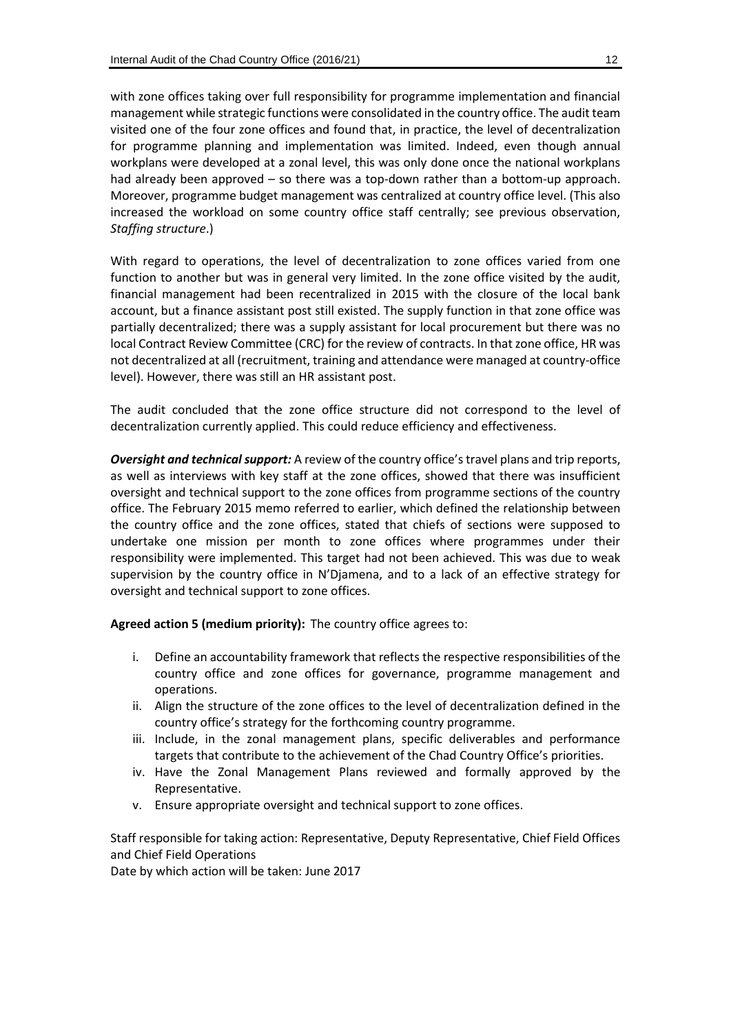with zone offices taking over full responsibility for programme implementation and financial management while strategic functions were consolidated in the country office. The audit team visited one of the four zone offices and found that, in practice, the level of decentralization for programme planning and implementation was limited. Indeed, even though annual workplans were developed at a zonal level, this was only done once the national workplans had already been approved – so there was a top-down rather than a bottom-up approach. Moreover, programme budget management was centralized at country office level. (This also increased the workload on some country office staff centrally; see previous observation, *Staffing structure*.)

With regard to operations, the level of decentralization to zone offices varied from one function to another but was in general very limited. In the zone office visited by the audit, financial management had been recentralized in 2015 with the closure of the local bank account, but a finance assistant post still existed. The supply function in that zone office was partially decentralized; there was a supply assistant for local procurement but there was no local Contract Review Committee (CRC) for the review of contracts. In that zone office, HR was not decentralized at all (recruitment, training and attendance were managed at country-office level). However, there was still an HR assistant post.

The audit concluded that the zone office structure did not correspond to the level of decentralization currently applied. This could reduce efficiency and effectiveness.

***Oversight and technical support:*** A review of the country office's travel plans and trip reports, as well as interviews with key staff at the zone offices, showed that there was insufficient oversight and technical support to the zone offices from programme sections of the country office. The February 2015 memo referred to earlier, which defined the relationship between the country office and the zone offices, stated that chiefs of sections were supposed to undertake one mission per month to zone offices where programmes under their responsibility were implemented. This target had not been achieved. This was due to weak supervision by the country office in N'Djamena, and to a lack of an effective strategy for oversight and technical support to zone offices.

**Agreed action 5 (medium priority):** The country office agrees to:

i. Define an accountability framework that reflects the respective responsibilities of the country office and zone offices for governance, programme management and operations.
ii. Align the structure of the zone offices to the level of decentralization defined in the country office's strategy for the forthcoming country programme.
iii. Include, in the zonal management plans, specific deliverables and performance targets that contribute to the achievement of the Chad Country Office's priorities.
iv. Have the Zonal Management Plans reviewed and formally approved by the Representative.
v. Ensure appropriate oversight and technical support to zone offices.

Staff responsible for taking action: Representative, Deputy Representative, Chief Field Offices and Chief Field Operations
Date by which action will be taken: June 2017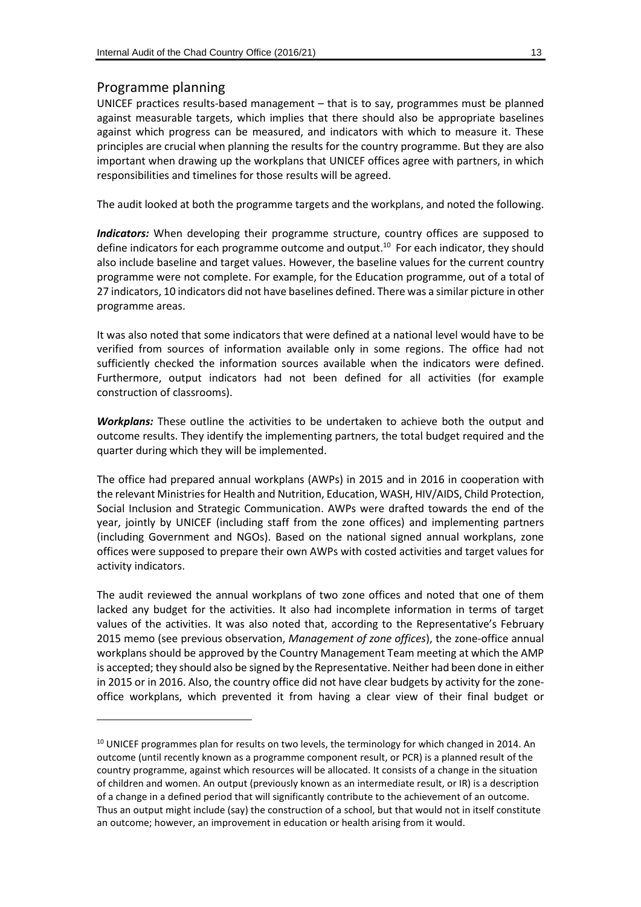## Programme planning

UNICEF practices results-based management – that is to say, programmes must be planned against measurable targets, which implies that there should also be appropriate baselines against which progress can be measured, and indicators with which to measure it. These principles are crucial when planning the results for the country programme. But they are also important when drawing up the workplans that UNICEF offices agree with partners, in which responsibilities and timelines for those results will be agreed.

The audit looked at both the programme targets and the workplans, and noted the following.

***Indicators:*** When developing their programme structure, country offices are supposed to define indicators for each programme outcome and output.[10] For each indicator, they should also include baseline and target values. However, the baseline values for the current country programme were not complete. For example, for the Education programme, out of a total of 27 indicators, 10 indicators did not have baselines defined. There was a similar picture in other programme areas.

It was also noted that some indicators that were defined at a national level would have to be verified from sources of information available only in some regions. The office had not sufficiently checked the information sources available when the indicators were defined. Furthermore, output indicators had not been defined for all activities (for example construction of classrooms).

***Workplans:*** These outline the activities to be undertaken to achieve both the output and outcome results. They identify the implementing partners, the total budget required and the quarter during which they will be implemented.

The office had prepared annual workplans (AWPs) in 2015 and in 2016 in cooperation with the relevant Ministries for Health and Nutrition, Education, WASH, HIV/AIDS, Child Protection, Social Inclusion and Strategic Communication. AWPs were drafted towards the end of the year, jointly by UNICEF (including staff from the zone offices) and implementing partners (including Government and NGOs). Based on the national signed annual workplans, zone offices were supposed to prepare their own AWPs with costed activities and target values for activity indicators.

The audit reviewed the annual workplans of two zone offices and noted that one of them lacked any budget for the activities. It also had incomplete information in terms of target values of the activities. It was also noted that, according to the Representative's February 2015 memo (see previous observation, *Management of zone offices*), the zone-office annual workplans should be approved by the Country Management Team meeting at which the AMP is accepted; they should also be signed by the Representative. Neither had been done in either in 2015 or in 2016. Also, the country office did not have clear budgets by activity for the zone-office workplans, which prevented it from having a clear view of their final budget or

[10] UNICEF programmes plan for results on two levels, the terminology for which changed in 2014. An outcome (until recently known as a programme component result, or PCR) is a planned result of the country programme, against which resources will be allocated. It consists of a change in the situation of children and women. An output (previously known as an intermediate result, or IR) is a description of a change in a defined period that will significantly contribute to the achievement of an outcome. Thus an output might include (say) the construction of a school, but that would not in itself constitute an outcome; however, an improvement in education or health arising from it would.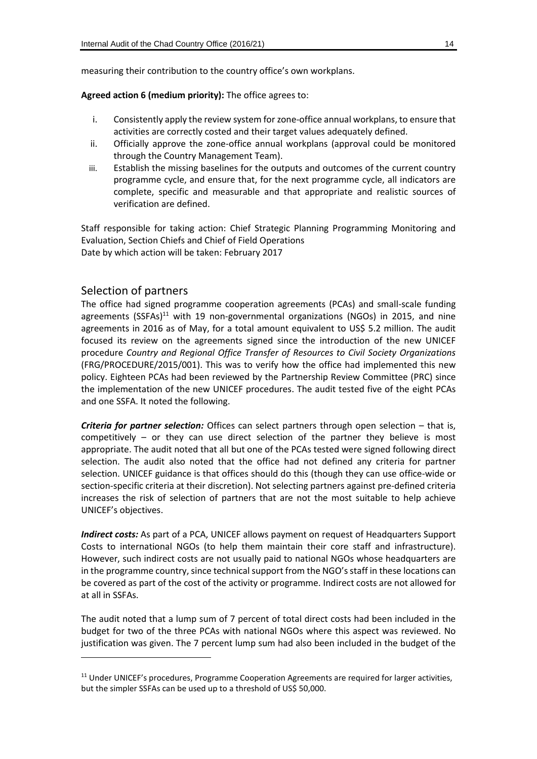measuring their contribution to the country office's own workplans.

**Agreed action 6 (medium priority):** The office agrees to:

i. Consistently apply the review system for zone-office annual workplans, to ensure that activities are correctly costed and their target values adequately defined.
ii. Officially approve the zone-office annual workplans (approval could be monitored through the Country Management Team).
iii. Establish the missing baselines for the outputs and outcomes of the current country programme cycle, and ensure that, for the next programme cycle, all indicators are complete, specific and measurable and that appropriate and realistic sources of verification are defined.

Staff responsible for taking action: Chief Strategic Planning Programming Monitoring and Evaluation, Section Chiefs and Chief of Field Operations
Date by which action will be taken: February 2017

## Selection of partners

The office had signed programme cooperation agreements (PCAs) and small-scale funding agreements (SSFAs)[11] with 19 non-governmental organizations (NGOs) in 2015, and nine agreements in 2016 as of May, for a total amount equivalent to US$ 5.2 million. The audit focused its review on the agreements signed since the introduction of the new UNICEF procedure *Country and Regional Office Transfer of Resources to Civil Society Organizations* (FRG/PROCEDURE/2015/001). This was to verify how the office had implemented this new policy. Eighteen PCAs had been reviewed by the Partnership Review Committee (PRC) since the implementation of the new UNICEF procedures. The audit tested five of the eight PCAs and one SSFA. It noted the following.

***Criteria for partner selection:*** Offices can select partners through open selection – that is, competitively – or they can use direct selection of the partner they believe is most appropriate. The audit noted that all but one of the PCAs tested were signed following direct selection. The audit also noted that the office had not defined any criteria for partner selection. UNICEF guidance is that offices should do this (though they can use office-wide or section-specific criteria at their discretion). Not selecting partners against pre-defined criteria increases the risk of selection of partners that are not the most suitable to help achieve UNICEF's objectives.

***Indirect costs:*** As part of a PCA, UNICEF allows payment on request of Headquarters Support Costs to international NGOs (to help them maintain their core staff and infrastructure). However, such indirect costs are not usually paid to national NGOs whose headquarters are in the programme country, since technical support from the NGO's staff in these locations can be covered as part of the cost of the activity or programme. Indirect costs are not allowed for at all in SSFAs.

The audit noted that a lump sum of 7 percent of total direct costs had been included in the budget for two of the three PCAs with national NGOs where this aspect was reviewed. No justification was given. The 7 percent lump sum had also been included in the budget of the

[11] Under UNICEF's procedures, Programme Cooperation Agreements are required for larger activities, but the simpler SSFAs can be used up to a threshold of US$ 50,000.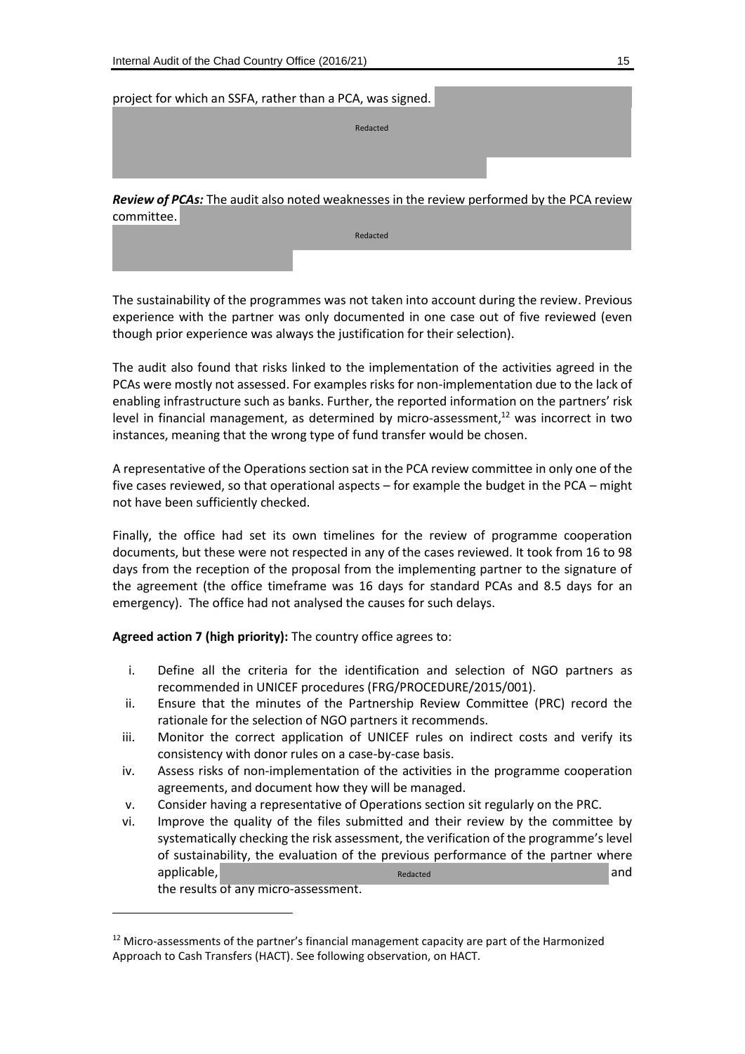project for which an SSFA, rather than a PCA, was signed. Redacted

***Review of PCAs:*** The audit also noted weaknesses in the review performed by the PCA review committee. Redacted

The sustainability of the programmes was not taken into account during the review. Previous experience with the partner was only documented in one case out of five reviewed (even though prior experience was always the justification for their selection).

The audit also found that risks linked to the implementation of the activities agreed in the PCAs were mostly not assessed. For examples risks for non-implementation due to the lack of enabling infrastructure such as banks. Further, the reported information on the partners' risk level in financial management, as determined by micro-assessment,[12] was incorrect in two instances, meaning that the wrong type of fund transfer would be chosen.

A representative of the Operations section sat in the PCA review committee in only one of the five cases reviewed, so that operational aspects – for example the budget in the PCA – might not have been sufficiently checked.

Finally, the office had set its own timelines for the review of programme cooperation documents, but these were not respected in any of the cases reviewed. It took from 16 to 98 days from the reception of the proposal from the implementing partner to the signature of the agreement (the office timeframe was 16 days for standard PCAs and 8.5 days for an emergency). The office had not analysed the causes for such delays.

**Agreed action 7 (high priority):** The country office agrees to:

i. Define all the criteria for the identification and selection of NGO partners as recommended in UNICEF procedures (FRG/PROCEDURE/2015/001).
ii. Ensure that the minutes of the Partnership Review Committee (PRC) record the rationale for the selection of NGO partners it recommends.
iii. Monitor the correct application of UNICEF rules on indirect costs and verify its consistency with donor rules on a case-by-case basis.
iv. Assess risks of non-implementation of the activities in the programme cooperation agreements, and document how they will be managed.
v. Consider having a representative of Operations section sit regularly on the PRC.
vi. Improve the quality of the files submitted and their review by the committee by systematically checking the risk assessment, the verification of the programme's level of sustainability, the evaluation of the previous performance of the partner where applicable, Redacted and the results of any micro-assessment.

---

[12] Micro-assessments of the partner's financial management capacity are part of the Harmonized Approach to Cash Transfers (HACT). See following observation, on HACT.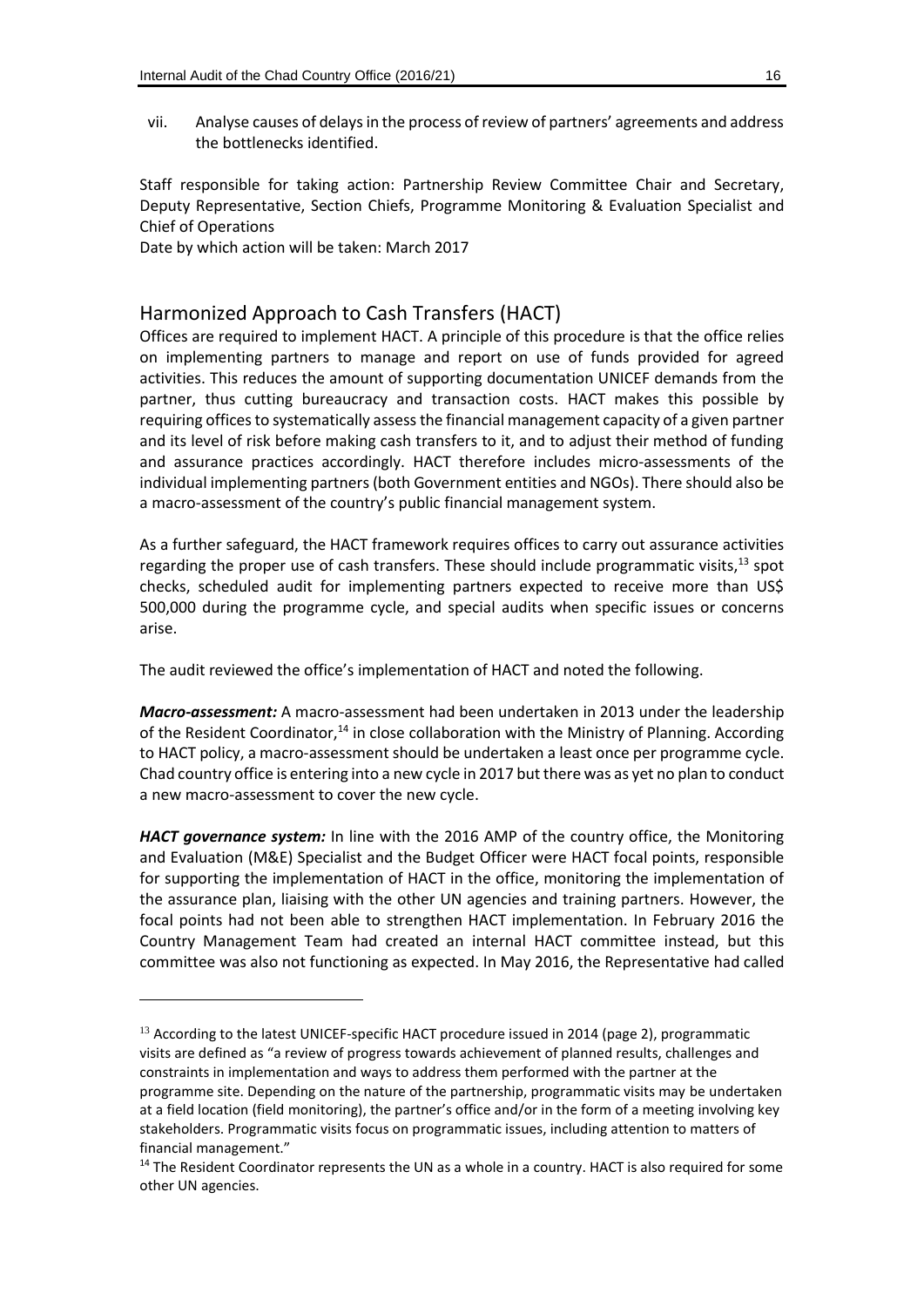vii. Analyse causes of delays in the process of review of partners' agreements and address the bottlenecks identified.

Staff responsible for taking action: Partnership Review Committee Chair and Secretary, Deputy Representative, Section Chiefs, Programme Monitoring & Evaluation Specialist and Chief of Operations
Date by which action will be taken: March 2017

## Harmonized Approach to Cash Transfers (HACT)

Offices are required to implement HACT. A principle of this procedure is that the office relies on implementing partners to manage and report on use of funds provided for agreed activities. This reduces the amount of supporting documentation UNICEF demands from the partner, thus cutting bureaucracy and transaction costs. HACT makes this possible by requiring offices to systematically assess the financial management capacity of a given partner and its level of risk before making cash transfers to it, and to adjust their method of funding and assurance practices accordingly. HACT therefore includes micro-assessments of the individual implementing partners (both Government entities and NGOs). There should also be a macro-assessment of the country's public financial management system.

As a further safeguard, the HACT framework requires offices to carry out assurance activities regarding the proper use of cash transfers. These should include programmatic visits,[13] spot checks, scheduled audit for implementing partners expected to receive more than US$ 500,000 during the programme cycle, and special audits when specific issues or concerns arise.

The audit reviewed the office's implementation of HACT and noted the following.

***Macro-assessment:*** A macro-assessment had been undertaken in 2013 under the leadership of the Resident Coordinator,[14] in close collaboration with the Ministry of Planning. According to HACT policy, a macro-assessment should be undertaken a least once per programme cycle. Chad country office is entering into a new cycle in 2017 but there was as yet no plan to conduct a new macro-assessment to cover the new cycle.

***HACT governance system:*** In line with the 2016 AMP of the country office, the Monitoring and Evaluation (M&E) Specialist and the Budget Officer were HACT focal points, responsible for supporting the implementation of HACT in the office, monitoring the implementation of the assurance plan, liaising with the other UN agencies and training partners. However, the focal points had not been able to strengthen HACT implementation. In February 2016 the Country Management Team had created an internal HACT committee instead, but this committee was also not functioning as expected. In May 2016, the Representative had called

---

[13] According to the latest UNICEF-specific HACT procedure issued in 2014 (page 2), programmatic visits are defined as "a review of progress towards achievement of planned results, challenges and constraints in implementation and ways to address them performed with the partner at the programme site. Depending on the nature of the partnership, programmatic visits may be undertaken at a field location (field monitoring), the partner's office and/or in the form of a meeting involving key stakeholders. Programmatic visits focus on programmatic issues, including attention to matters of financial management."

[14] The Resident Coordinator represents the UN as a whole in a country. HACT is also required for some other UN agencies.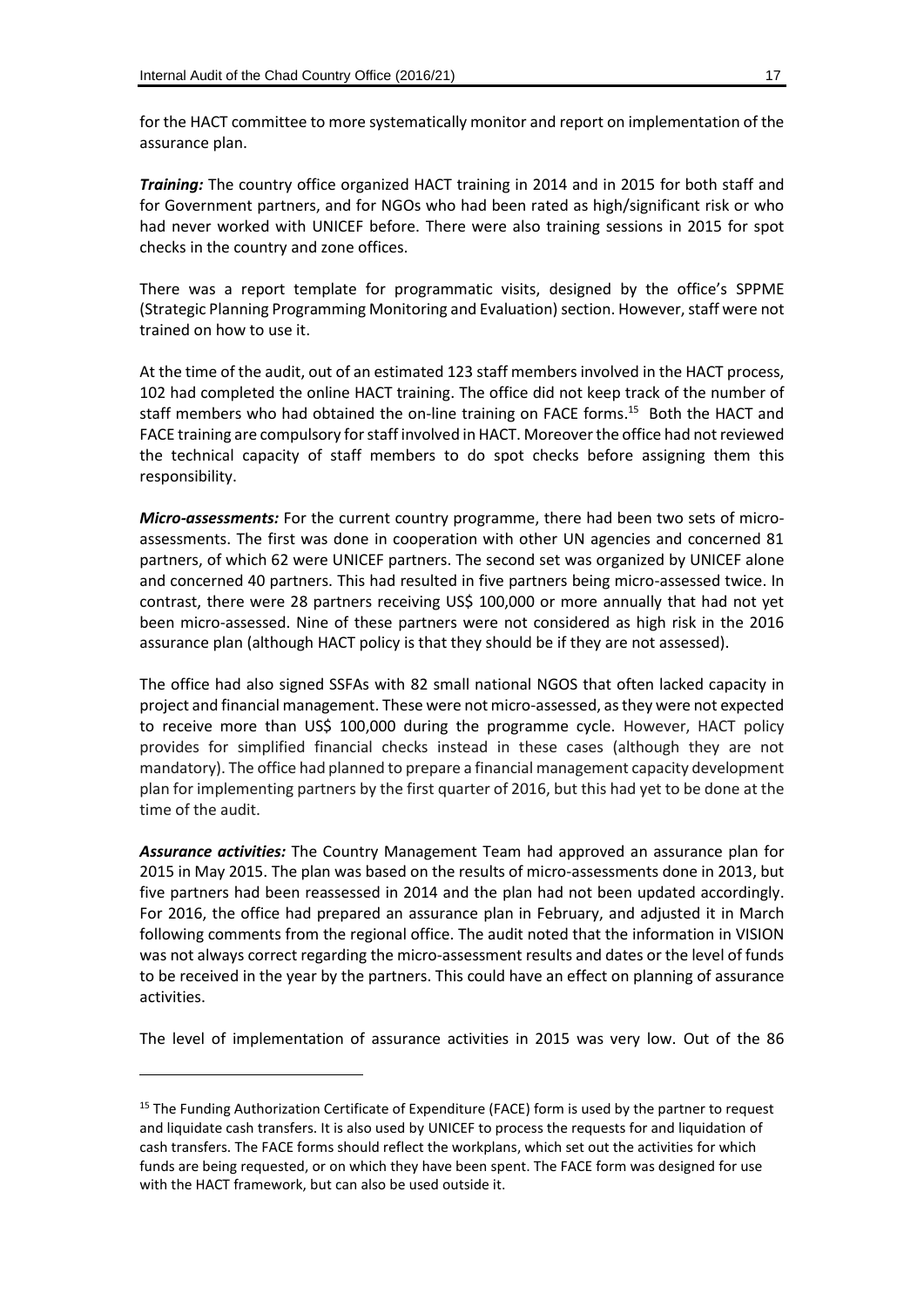for the HACT committee to more systematically monitor and report on implementation of the assurance plan.

***Training:*** The country office organized HACT training in 2014 and in 2015 for both staff and for Government partners, and for NGOs who had been rated as high/significant risk or who had never worked with UNICEF before. There were also training sessions in 2015 for spot checks in the country and zone offices.

There was a report template for programmatic visits, designed by the office's SPPME (Strategic Planning Programming Monitoring and Evaluation) section. However, staff were not trained on how to use it.

At the time of the audit, out of an estimated 123 staff members involved in the HACT process, 102 had completed the online HACT training. The office did not keep track of the number of staff members who had obtained the on-line training on FACE forms.[15] Both the HACT and FACE training are compulsory for staff involved in HACT. Moreover the office had not reviewed the technical capacity of staff members to do spot checks before assigning them this responsibility.

***Micro-assessments:*** For the current country programme, there had been two sets of micro-assessments. The first was done in cooperation with other UN agencies and concerned 81 partners, of which 62 were UNICEF partners. The second set was organized by UNICEF alone and concerned 40 partners. This had resulted in five partners being micro-assessed twice. In contrast, there were 28 partners receiving US$ 100,000 or more annually that had not yet been micro-assessed. Nine of these partners were not considered as high risk in the 2016 assurance plan (although HACT policy is that they should be if they are not assessed).

The office had also signed SSFAs with 82 small national NGOS that often lacked capacity in project and financial management. These were not micro-assessed, as they were not expected to receive more than US$ 100,000 during the programme cycle. However, HACT policy provides for simplified financial checks instead in these cases (although they are not mandatory). The office had planned to prepare a financial management capacity development plan for implementing partners by the first quarter of 2016, but this had yet to be done at the time of the audit.

***Assurance activities:*** The Country Management Team had approved an assurance plan for 2015 in May 2015. The plan was based on the results of micro-assessments done in 2013, but five partners had been reassessed in 2014 and the plan had not been updated accordingly. For 2016, the office had prepared an assurance plan in February, and adjusted it in March following comments from the regional office. The audit noted that the information in VISION was not always correct regarding the micro-assessment results and dates or the level of funds to be received in the year by the partners. This could have an effect on planning of assurance activities.

The level of implementation of assurance activities in 2015 was very low. Out of the 86

[15] The Funding Authorization Certificate of Expenditure (FACE) form is used by the partner to request and liquidate cash transfers. It is also used by UNICEF to process the requests for and liquidation of cash transfers. The FACE forms should reflect the workplans, which set out the activities for which funds are being requested, or on which they have been spent. The FACE form was designed for use with the HACT framework, but can also be used outside it.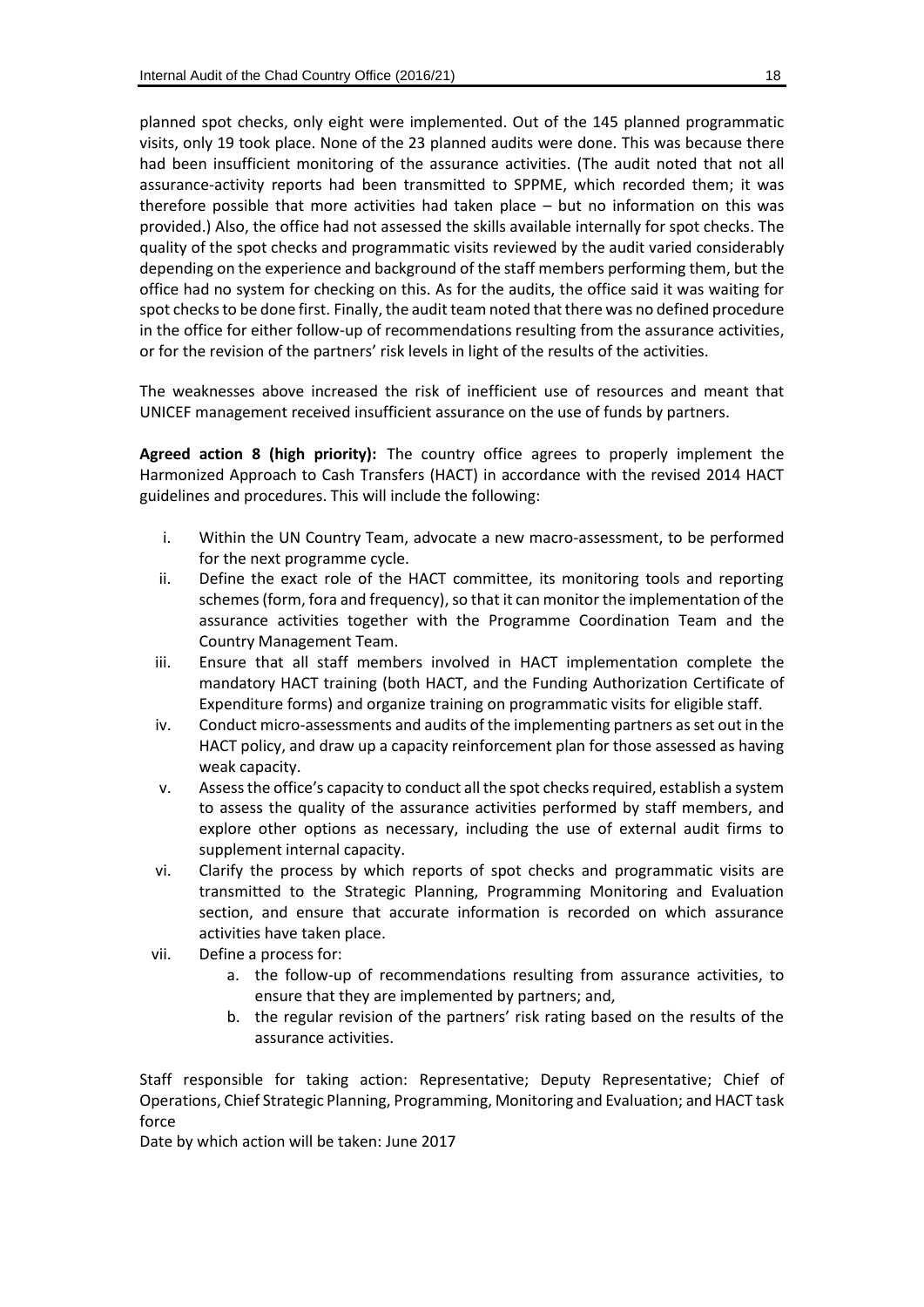planned spot checks, only eight were implemented. Out of the 145 planned programmatic visits, only 19 took place. None of the 23 planned audits were done. This was because there had been insufficient monitoring of the assurance activities. (The audit noted that not all assurance-activity reports had been transmitted to SPPME, which recorded them; it was therefore possible that more activities had taken place – but no information on this was provided.) Also, the office had not assessed the skills available internally for spot checks. The quality of the spot checks and programmatic visits reviewed by the audit varied considerably depending on the experience and background of the staff members performing them, but the office had no system for checking on this. As for the audits, the office said it was waiting for spot checks to be done first. Finally, the audit team noted that there was no defined procedure in the office for either follow-up of recommendations resulting from the assurance activities, or for the revision of the partners' risk levels in light of the results of the activities.

The weaknesses above increased the risk of inefficient use of resources and meant that UNICEF management received insufficient assurance on the use of funds by partners.

**Agreed action 8 (high priority):** The country office agrees to properly implement the Harmonized Approach to Cash Transfers (HACT) in accordance with the revised 2014 HACT guidelines and procedures. This will include the following:

i. Within the UN Country Team, advocate a new macro-assessment, to be performed for the next programme cycle.
ii. Define the exact role of the HACT committee, its monitoring tools and reporting schemes (form, fora and frequency), so that it can monitor the implementation of the assurance activities together with the Programme Coordination Team and the Country Management Team.
iii. Ensure that all staff members involved in HACT implementation complete the mandatory HACT training (both HACT, and the Funding Authorization Certificate of Expenditure forms) and organize training on programmatic visits for eligible staff.
iv. Conduct micro-assessments and audits of the implementing partners as set out in the HACT policy, and draw up a capacity reinforcement plan for those assessed as having weak capacity.
v. Assess the office's capacity to conduct all the spot checks required, establish a system to assess the quality of the assurance activities performed by staff members, and explore other options as necessary, including the use of external audit firms to supplement internal capacity.
vi. Clarify the process by which reports of spot checks and programmatic visits are transmitted to the Strategic Planning, Programming Monitoring and Evaluation section, and ensure that accurate information is recorded on which assurance activities have taken place.
vii. Define a process for:
    a. the follow-up of recommendations resulting from assurance activities, to ensure that they are implemented by partners; and,
    b. the regular revision of the partners' risk rating based on the results of the assurance activities.

Staff responsible for taking action: Representative; Deputy Representative; Chief of Operations, Chief Strategic Planning, Programming, Monitoring and Evaluation; and HACT task force
Date by which action will be taken: June 2017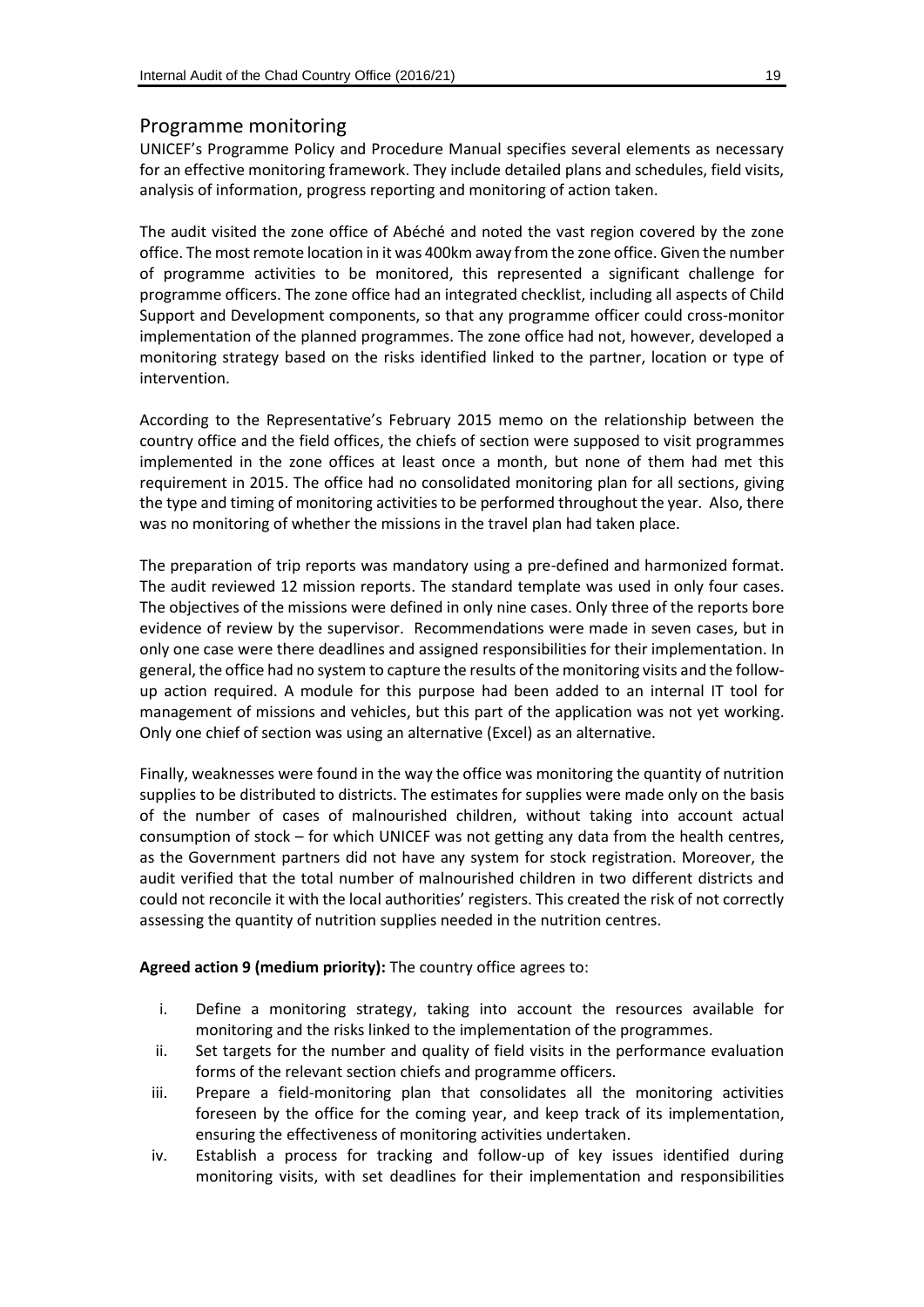## Programme monitoring

UNICEF's Programme Policy and Procedure Manual specifies several elements as necessary for an effective monitoring framework. They include detailed plans and schedules, field visits, analysis of information, progress reporting and monitoring of action taken.

The audit visited the zone office of Abéché and noted the vast region covered by the zone office. The most remote location in it was 400km away from the zone office. Given the number of programme activities to be monitored, this represented a significant challenge for programme officers. The zone office had an integrated checklist, including all aspects of Child Support and Development components, so that any programme officer could cross-monitor implementation of the planned programmes. The zone office had not, however, developed a monitoring strategy based on the risks identified linked to the partner, location or type of intervention.

According to the Representative's February 2015 memo on the relationship between the country office and the field offices, the chiefs of section were supposed to visit programmes implemented in the zone offices at least once a month, but none of them had met this requirement in 2015. The office had no consolidated monitoring plan for all sections, giving the type and timing of monitoring activities to be performed throughout the year. Also, there was no monitoring of whether the missions in the travel plan had taken place.

The preparation of trip reports was mandatory using a pre-defined and harmonized format. The audit reviewed 12 mission reports. The standard template was used in only four cases. The objectives of the missions were defined in only nine cases. Only three of the reports bore evidence of review by the supervisor. Recommendations were made in seven cases, but in only one case were there deadlines and assigned responsibilities for their implementation. In general, the office had no system to capture the results of the monitoring visits and the follow-up action required. A module for this purpose had been added to an internal IT tool for management of missions and vehicles, but this part of the application was not yet working. Only one chief of section was using an alternative (Excel) as an alternative.

Finally, weaknesses were found in the way the office was monitoring the quantity of nutrition supplies to be distributed to districts. The estimates for supplies were made only on the basis of the number of cases of malnourished children, without taking into account actual consumption of stock – for which UNICEF was not getting any data from the health centres, as the Government partners did not have any system for stock registration. Moreover, the audit verified that the total number of malnourished children in two different districts and could not reconcile it with the local authorities' registers. This created the risk of not correctly assessing the quantity of nutrition supplies needed in the nutrition centres.

**Agreed action 9 (medium priority):** The country office agrees to:

i. Define a monitoring strategy, taking into account the resources available for monitoring and the risks linked to the implementation of the programmes.
ii. Set targets for the number and quality of field visits in the performance evaluation forms of the relevant section chiefs and programme officers.
iii. Prepare a field-monitoring plan that consolidates all the monitoring activities foreseen by the office for the coming year, and keep track of its implementation, ensuring the effectiveness of monitoring activities undertaken.
iv. Establish a process for tracking and follow-up of key issues identified during monitoring visits, with set deadlines for their implementation and responsibilities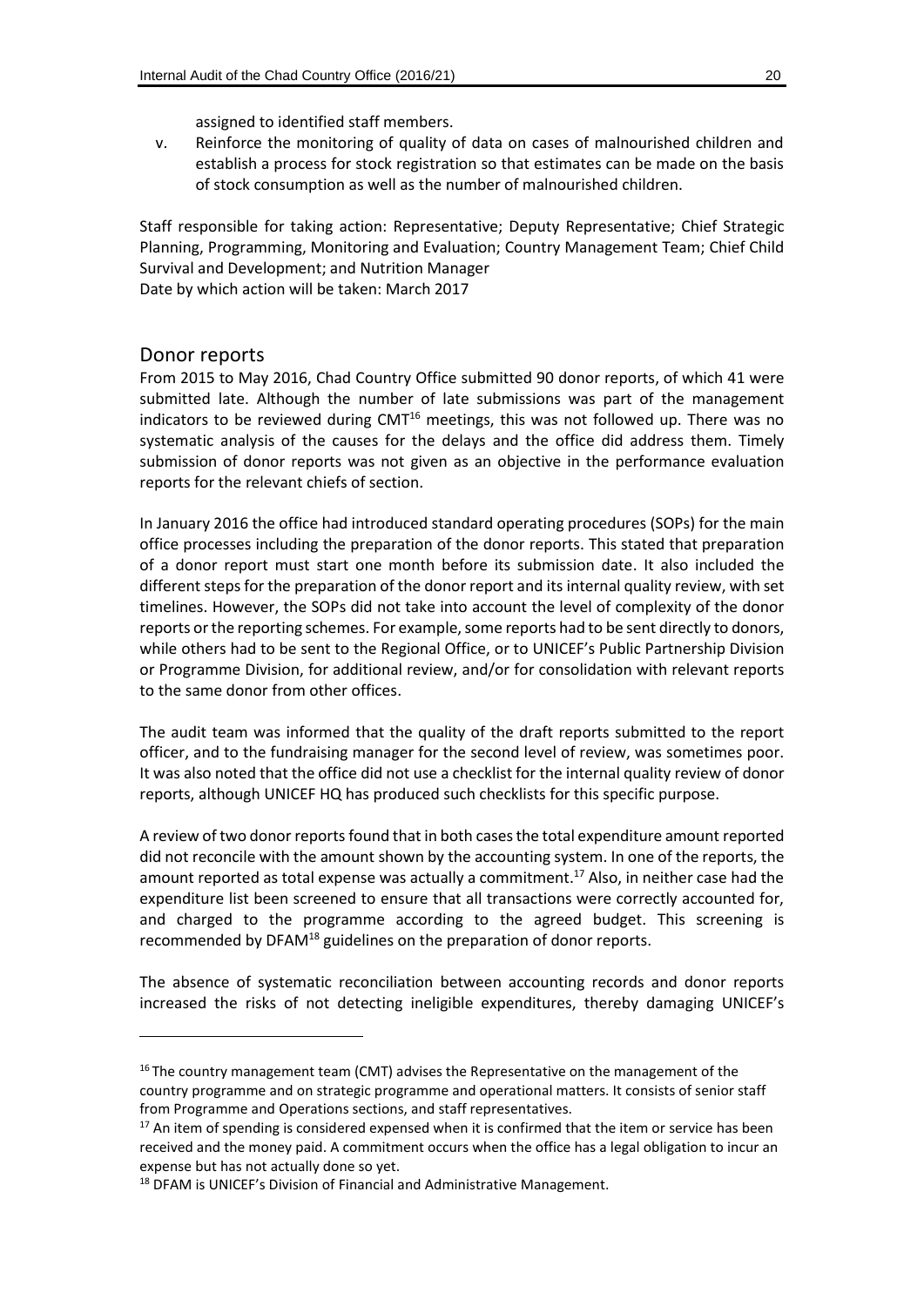assigned to identified staff members.

v. Reinforce the monitoring of quality of data on cases of malnourished children and establish a process for stock registration so that estimates can be made on the basis of stock consumption as well as the number of malnourished children.

Staff responsible for taking action: Representative; Deputy Representative; Chief Strategic Planning, Programming, Monitoring and Evaluation; Country Management Team; Chief Child Survival and Development; and Nutrition Manager
Date by which action will be taken: March 2017

## Donor reports

From 2015 to May 2016, Chad Country Office submitted 90 donor reports, of which 41 were submitted late. Although the number of late submissions was part of the management indicators to be reviewed during CMT[16] meetings, this was not followed up. There was no systematic analysis of the causes for the delays and the office did address them. Timely submission of donor reports was not given as an objective in the performance evaluation reports for the relevant chiefs of section.

In January 2016 the office had introduced standard operating procedures (SOPs) for the main office processes including the preparation of the donor reports. This stated that preparation of a donor report must start one month before its submission date. It also included the different steps for the preparation of the donor report and its internal quality review, with set timelines. However, the SOPs did not take into account the level of complexity of the donor reports or the reporting schemes. For example, some reports had to be sent directly to donors, while others had to be sent to the Regional Office, or to UNICEF's Public Partnership Division or Programme Division, for additional review, and/or for consolidation with relevant reports to the same donor from other offices.

The audit team was informed that the quality of the draft reports submitted to the report officer, and to the fundraising manager for the second level of review, was sometimes poor. It was also noted that the office did not use a checklist for the internal quality review of donor reports, although UNICEF HQ has produced such checklists for this specific purpose.

A review of two donor reports found that in both cases the total expenditure amount reported did not reconcile with the amount shown by the accounting system. In one of the reports, the amount reported as total expense was actually a commitment.[17] Also, in neither case had the expenditure list been screened to ensure that all transactions were correctly accounted for, and charged to the programme according to the agreed budget. This screening is recommended by DFAM[18] guidelines on the preparation of donor reports.

The absence of systematic reconciliation between accounting records and donor reports increased the risks of not detecting ineligible expenditures, thereby damaging UNICEF's

---

[16] The country management team (CMT) advises the Representative on the management of the country programme and on strategic programme and operational matters. It consists of senior staff from Programme and Operations sections, and staff representatives.

[17] An item of spending is considered expensed when it is confirmed that the item or service has been received and the money paid. A commitment occurs when the office has a legal obligation to incur an expense but has not actually done so yet.

[18] DFAM is UNICEF's Division of Financial and Administrative Management.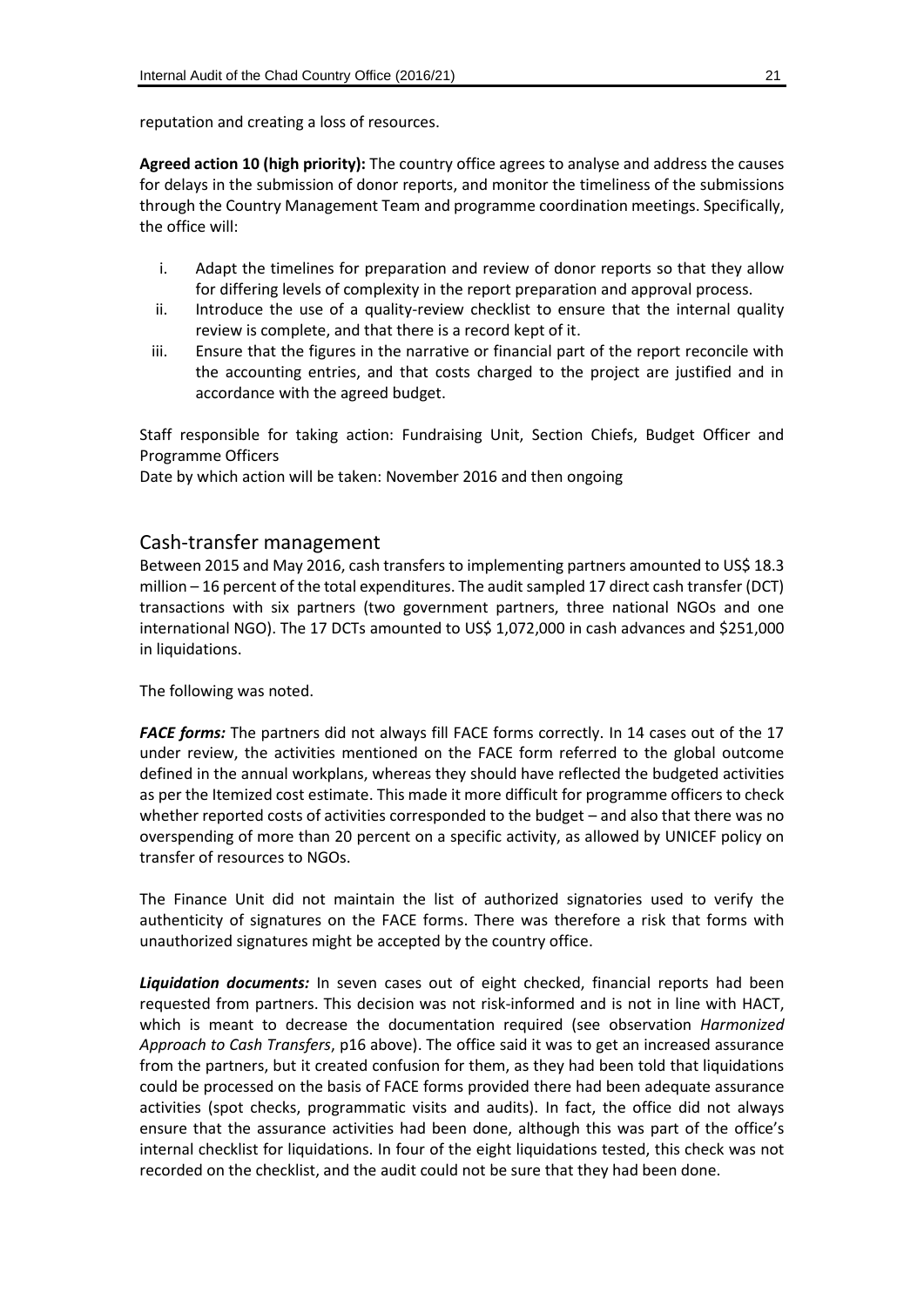reputation and creating a loss of resources.

**Agreed action 10 (high priority):** The country office agrees to analyse and address the causes for delays in the submission of donor reports, and monitor the timeliness of the submissions through the Country Management Team and programme coordination meetings. Specifically, the office will:

i. Adapt the timelines for preparation and review of donor reports so that they allow for differing levels of complexity in the report preparation and approval process.
ii. Introduce the use of a quality-review checklist to ensure that the internal quality review is complete, and that there is a record kept of it.
iii. Ensure that the figures in the narrative or financial part of the report reconcile with the accounting entries, and that costs charged to the project are justified and in accordance with the agreed budget.

Staff responsible for taking action: Fundraising Unit, Section Chiefs, Budget Officer and Programme Officers
Date by which action will be taken: November 2016 and then ongoing

## Cash-transfer management

Between 2015 and May 2016, cash transfers to implementing partners amounted to US$ 18.3 million – 16 percent of the total expenditures. The audit sampled 17 direct cash transfer (DCT) transactions with six partners (two government partners, three national NGOs and one international NGO). The 17 DCTs amounted to US$ 1,072,000 in cash advances and $251,000 in liquidations.

The following was noted.

***FACE forms:*** The partners did not always fill FACE forms correctly. In 14 cases out of the 17 under review, the activities mentioned on the FACE form referred to the global outcome defined in the annual workplans, whereas they should have reflected the budgeted activities as per the Itemized cost estimate. This made it more difficult for programme officers to check whether reported costs of activities corresponded to the budget – and also that there was no overspending of more than 20 percent on a specific activity, as allowed by UNICEF policy on transfer of resources to NGOs.

The Finance Unit did not maintain the list of authorized signatories used to verify the authenticity of signatures on the FACE forms. There was therefore a risk that forms with unauthorized signatures might be accepted by the country office.

***Liquidation documents:*** In seven cases out of eight checked, financial reports had been requested from partners. This decision was not risk-informed and is not in line with HACT, which is meant to decrease the documentation required (see observation *Harmonized Approach to Cash Transfers*, p16 above). The office said it was to get an increased assurance from the partners, but it created confusion for them, as they had been told that liquidations could be processed on the basis of FACE forms provided there had been adequate assurance activities (spot checks, programmatic visits and audits). In fact, the office did not always ensure that the assurance activities had been done, although this was part of the office's internal checklist for liquidations. In four of the eight liquidations tested, this check was not recorded on the checklist, and the audit could not be sure that they had been done.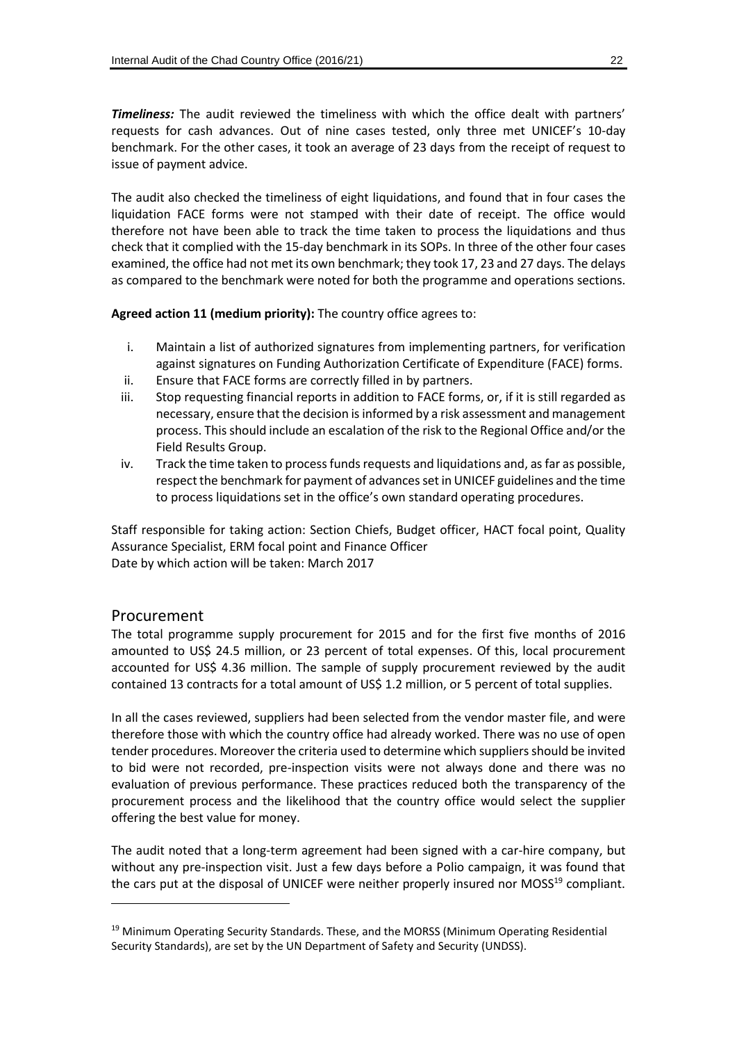***Timeliness:*** The audit reviewed the timeliness with which the office dealt with partners' requests for cash advances. Out of nine cases tested, only three met UNICEF's 10-day benchmark. For the other cases, it took an average of 23 days from the receipt of request to issue of payment advice.

The audit also checked the timeliness of eight liquidations, and found that in four cases the liquidation FACE forms were not stamped with their date of receipt. The office would therefore not have been able to track the time taken to process the liquidations and thus check that it complied with the 15-day benchmark in its SOPs. In three of the other four cases examined, the office had not met its own benchmark; they took 17, 23 and 27 days. The delays as compared to the benchmark were noted for both the programme and operations sections.

**Agreed action 11 (medium priority):** The country office agrees to:

i. Maintain a list of authorized signatures from implementing partners, for verification against signatures on Funding Authorization Certificate of Expenditure (FACE) forms.
ii. Ensure that FACE forms are correctly filled in by partners.
iii. Stop requesting financial reports in addition to FACE forms, or, if it is still regarded as necessary, ensure that the decision is informed by a risk assessment and management process. This should include an escalation of the risk to the Regional Office and/or the Field Results Group.
iv. Track the time taken to process funds requests and liquidations and, as far as possible, respect the benchmark for payment of advances set in UNICEF guidelines and the time to process liquidations set in the office's own standard operating procedures.

Staff responsible for taking action: Section Chiefs, Budget officer, HACT focal point, Quality Assurance Specialist, ERM focal point and Finance Officer
Date by which action will be taken: March 2017

## Procurement

The total programme supply procurement for 2015 and for the first five months of 2016 amounted to US$ 24.5 million, or 23 percent of total expenses. Of this, local procurement accounted for US$ 4.36 million. The sample of supply procurement reviewed by the audit contained 13 contracts for a total amount of US$ 1.2 million, or 5 percent of total supplies.

In all the cases reviewed, suppliers had been selected from the vendor master file, and were therefore those with which the country office had already worked. There was no use of open tender procedures. Moreover the criteria used to determine which suppliers should be invited to bid were not recorded, pre-inspection visits were not always done and there was no evaluation of previous performance. These practices reduced both the transparency of the procurement process and the likelihood that the country office would select the supplier offering the best value for money.

The audit noted that a long-term agreement had been signed with a car-hire company, but without any pre-inspection visit. Just a few days before a Polio campaign, it was found that the cars put at the disposal of UNICEF were neither properly insured nor MOSS[19] compliant.

[19] Minimum Operating Security Standards. These, and the MORSS (Minimum Operating Residential Security Standards), are set by the UN Department of Safety and Security (UNDSS).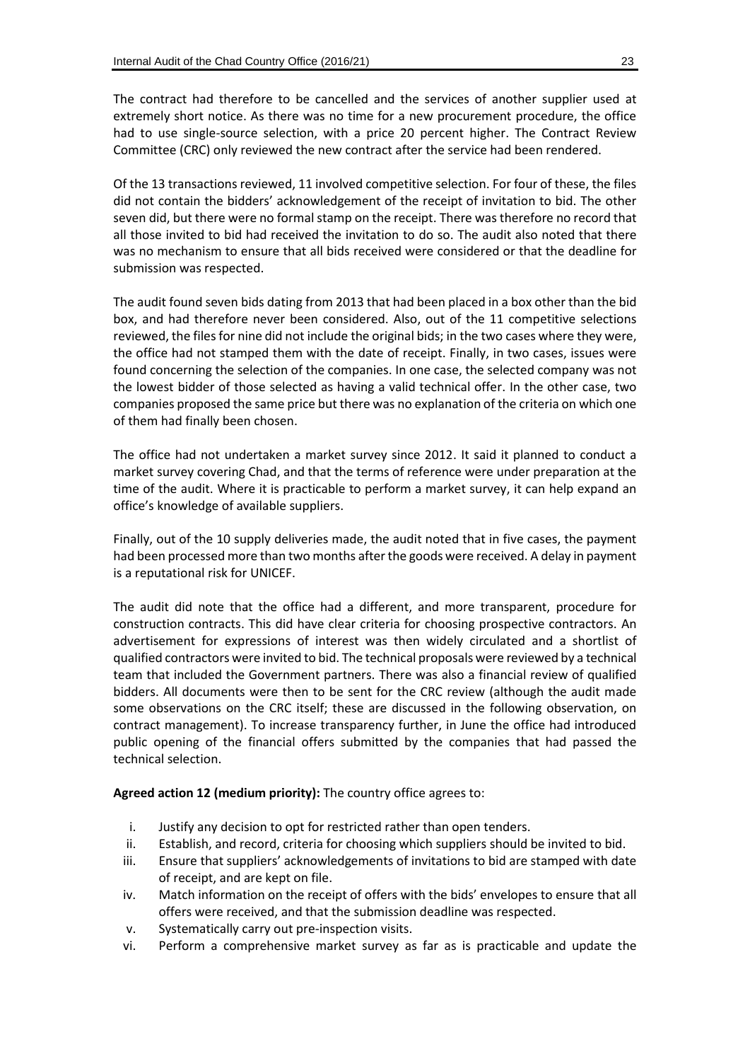The contract had therefore to be cancelled and the services of another supplier used at extremely short notice. As there was no time for a new procurement procedure, the office had to use single-source selection, with a price 20 percent higher. The Contract Review Committee (CRC) only reviewed the new contract after the service had been rendered.

Of the 13 transactions reviewed, 11 involved competitive selection. For four of these, the files did not contain the bidders' acknowledgement of the receipt of invitation to bid. The other seven did, but there were no formal stamp on the receipt. There was therefore no record that all those invited to bid had received the invitation to do so. The audit also noted that there was no mechanism to ensure that all bids received were considered or that the deadline for submission was respected.

The audit found seven bids dating from 2013 that had been placed in a box other than the bid box, and had therefore never been considered. Also, out of the 11 competitive selections reviewed, the files for nine did not include the original bids; in the two cases where they were, the office had not stamped them with the date of receipt. Finally, in two cases, issues were found concerning the selection of the companies. In one case, the selected company was not the lowest bidder of those selected as having a valid technical offer. In the other case, two companies proposed the same price but there was no explanation of the criteria on which one of them had finally been chosen.

The office had not undertaken a market survey since 2012. It said it planned to conduct a market survey covering Chad, and that the terms of reference were under preparation at the time of the audit. Where it is practicable to perform a market survey, it can help expand an office's knowledge of available suppliers.

Finally, out of the 10 supply deliveries made, the audit noted that in five cases, the payment had been processed more than two months after the goods were received. A delay in payment is a reputational risk for UNICEF.

The audit did note that the office had a different, and more transparent, procedure for construction contracts. This did have clear criteria for choosing prospective contractors. An advertisement for expressions of interest was then widely circulated and a shortlist of qualified contractors were invited to bid. The technical proposals were reviewed by a technical team that included the Government partners. There was also a financial review of qualified bidders. All documents were then to be sent for the CRC review (although the audit made some observations on the CRC itself; these are discussed in the following observation, on contract management). To increase transparency further, in June the office had introduced public opening of the financial offers submitted by the companies that had passed the technical selection.

**Agreed action 12 (medium priority):** The country office agrees to:

i. Justify any decision to opt for restricted rather than open tenders.
ii. Establish, and record, criteria for choosing which suppliers should be invited to bid.
iii. Ensure that suppliers' acknowledgements of invitations to bid are stamped with date of receipt, and are kept on file.
iv. Match information on the receipt of offers with the bids' envelopes to ensure that all offers were received, and that the submission deadline was respected.
v. Systematically carry out pre-inspection visits.
vi. Perform a comprehensive market survey as far as is practicable and update the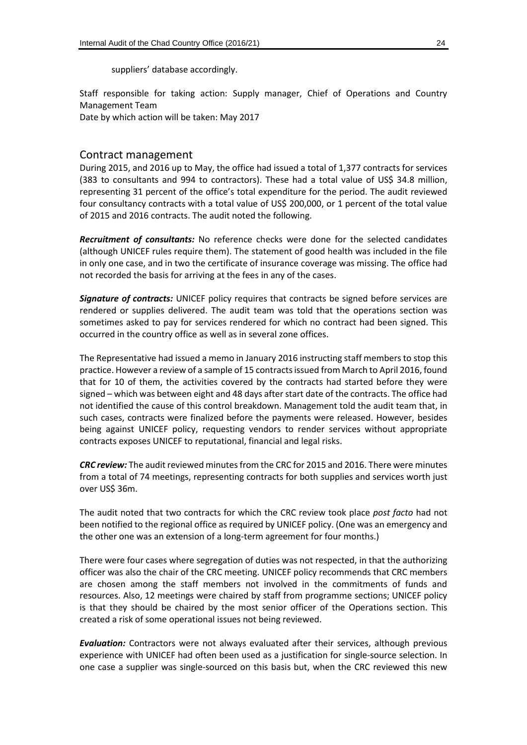suppliers' database accordingly.

Staff responsible for taking action: Supply manager, Chief of Operations and Country Management Team
Date by which action will be taken: May 2017

## Contract management

During 2015, and 2016 up to May, the office had issued a total of 1,377 contracts for services (383 to consultants and 994 to contractors). These had a total value of US$ 34.8 million, representing 31 percent of the office's total expenditure for the period. The audit reviewed four consultancy contracts with a total value of US$ 200,000, or 1 percent of the total value of 2015 and 2016 contracts. The audit noted the following.

***Recruitment of consultants:*** No reference checks were done for the selected candidates (although UNICEF rules require them). The statement of good health was included in the file in only one case, and in two the certificate of insurance coverage was missing. The office had not recorded the basis for arriving at the fees in any of the cases.

***Signature of contracts:*** UNICEF policy requires that contracts be signed before services are rendered or supplies delivered. The audit team was told that the operations section was sometimes asked to pay for services rendered for which no contract had been signed. This occurred in the country office as well as in several zone offices.

The Representative had issued a memo in January 2016 instructing staff members to stop this practice. However a review of a sample of 15 contracts issued from March to April 2016, found that for 10 of them, the activities covered by the contracts had started before they were signed – which was between eight and 48 days after start date of the contracts. The office had not identified the cause of this control breakdown. Management told the audit team that, in such cases, contracts were finalized before the payments were released. However, besides being against UNICEF policy, requesting vendors to render services without appropriate contracts exposes UNICEF to reputational, financial and legal risks.

***CRC review:*** The audit reviewed minutes from the CRC for 2015 and 2016. There were minutes from a total of 74 meetings, representing contracts for both supplies and services worth just over US$ 36m.

The audit noted that two contracts for which the CRC review took place *post facto* had not been notified to the regional office as required by UNICEF policy. (One was an emergency and the other one was an extension of a long-term agreement for four months.)

There were four cases where segregation of duties was not respected, in that the authorizing officer was also the chair of the CRC meeting. UNICEF policy recommends that CRC members are chosen among the staff members not involved in the commitments of funds and resources. Also, 12 meetings were chaired by staff from programme sections; UNICEF policy is that they should be chaired by the most senior officer of the Operations section. This created a risk of some operational issues not being reviewed.

***Evaluation:*** Contractors were not always evaluated after their services, although previous experience with UNICEF had often been used as a justification for single-source selection. In one case a supplier was single-sourced on this basis but, when the CRC reviewed this new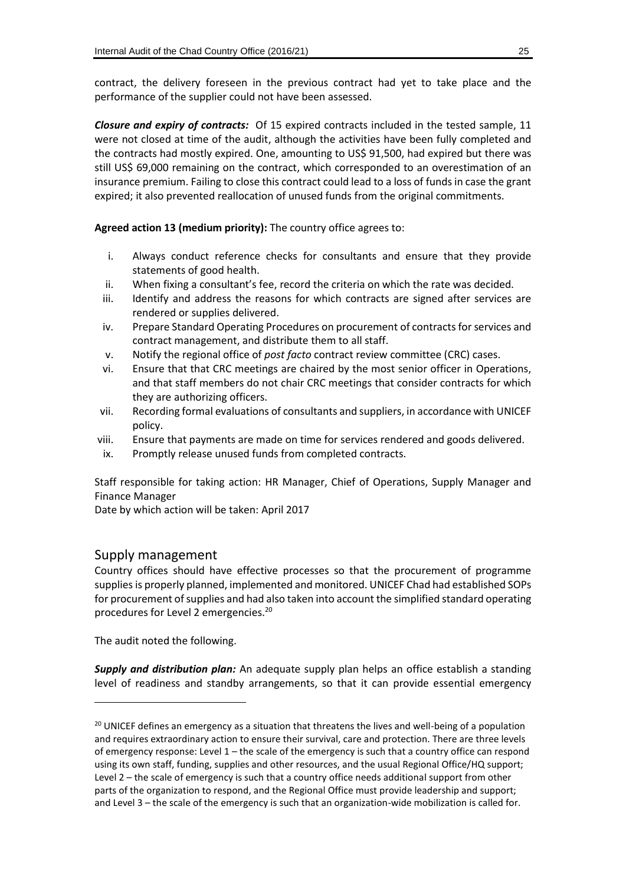contract, the delivery foreseen in the previous contract had yet to take place and the performance of the supplier could not have been assessed.

***Closure and expiry of contracts:*** Of 15 expired contracts included in the tested sample, 11 were not closed at time of the audit, although the activities have been fully completed and the contracts had mostly expired. One, amounting to US$ 91,500, had expired but there was still US$ 69,000 remaining on the contract, which corresponded to an overestimation of an insurance premium. Failing to close this contract could lead to a loss of funds in case the grant expired; it also prevented reallocation of unused funds from the original commitments.

**Agreed action 13 (medium priority):** The country office agrees to:

i. Always conduct reference checks for consultants and ensure that they provide statements of good health.
ii. When fixing a consultant's fee, record the criteria on which the rate was decided.
iii. Identify and address the reasons for which contracts are signed after services are rendered or supplies delivered.
iv. Prepare Standard Operating Procedures on procurement of contracts for services and contract management, and distribute them to all staff.
v. Notify the regional office of *post facto* contract review committee (CRC) cases.
vi. Ensure that that CRC meetings are chaired by the most senior officer in Operations, and that staff members do not chair CRC meetings that consider contracts for which they are authorizing officers.
vii. Recording formal evaluations of consultants and suppliers, in accordance with UNICEF policy.
viii. Ensure that payments are made on time for services rendered and goods delivered.
ix. Promptly release unused funds from completed contracts.

Staff responsible for taking action: HR Manager, Chief of Operations, Supply Manager and Finance Manager
Date by which action will be taken: April 2017

## Supply management

Country offices should have effective processes so that the procurement of programme supplies is properly planned, implemented and monitored. UNICEF Chad had established SOPs for procurement of supplies and had also taken into account the simplified standard operating procedures for Level 2 emergencies.[20]

The audit noted the following.

***Supply and distribution plan:*** An adequate supply plan helps an office establish a standing level of readiness and standby arrangements, so that it can provide essential emergency

[20] UNICEF defines an emergency as a situation that threatens the lives and well-being of a population and requires extraordinary action to ensure their survival, care and protection. There are three levels of emergency response: Level 1 – the scale of the emergency is such that a country office can respond using its own staff, funding, supplies and other resources, and the usual Regional Office/HQ support; Level 2 – the scale of emergency is such that a country office needs additional support from other parts of the organization to respond, and the Regional Office must provide leadership and support; and Level 3 – the scale of the emergency is such that an organization-wide mobilization is called for.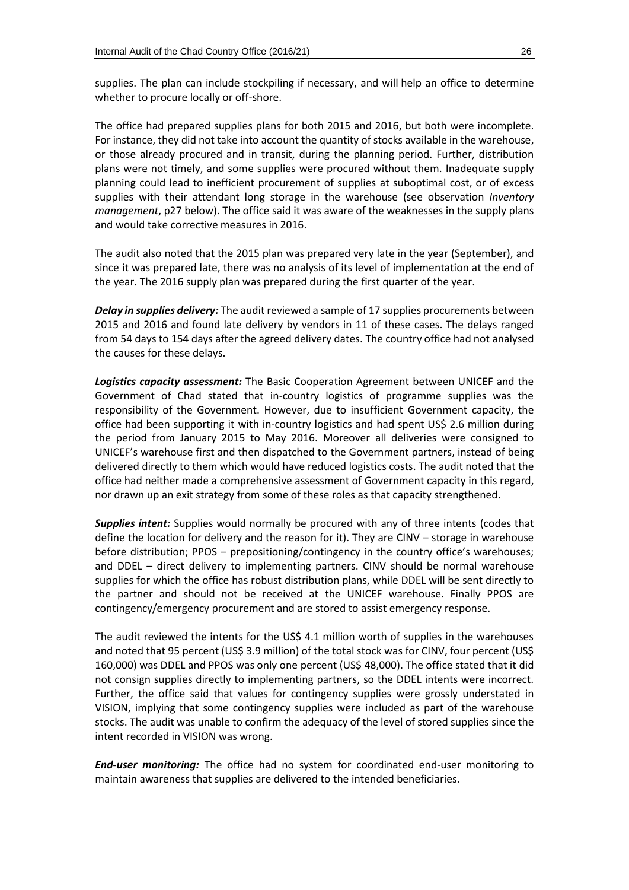supplies. The plan can include stockpiling if necessary, and will help an office to determine whether to procure locally or off-shore.

The office had prepared supplies plans for both 2015 and 2016, but both were incomplete. For instance, they did not take into account the quantity of stocks available in the warehouse, or those already procured and in transit, during the planning period. Further, distribution plans were not timely, and some supplies were procured without them. Inadequate supply planning could lead to inefficient procurement of supplies at suboptimal cost, or of excess supplies with their attendant long storage in the warehouse (see observation *Inventory management*, p27 below). The office said it was aware of the weaknesses in the supply plans and would take corrective measures in 2016.

The audit also noted that the 2015 plan was prepared very late in the year (September), and since it was prepared late, there was no analysis of its level of implementation at the end of the year. The 2016 supply plan was prepared during the first quarter of the year.

***Delay in supplies delivery:*** The audit reviewed a sample of 17 supplies procurements between 2015 and 2016 and found late delivery by vendors in 11 of these cases. The delays ranged from 54 days to 154 days after the agreed delivery dates. The country office had not analysed the causes for these delays.

***Logistics capacity assessment:*** The Basic Cooperation Agreement between UNICEF and the Government of Chad stated that in-country logistics of programme supplies was the responsibility of the Government. However, due to insufficient Government capacity, the office had been supporting it with in-country logistics and had spent US$ 2.6 million during the period from January 2015 to May 2016. Moreover all deliveries were consigned to UNICEF's warehouse first and then dispatched to the Government partners, instead of being delivered directly to them which would have reduced logistics costs. The audit noted that the office had neither made a comprehensive assessment of Government capacity in this regard, nor drawn up an exit strategy from some of these roles as that capacity strengthened.

***Supplies intent:*** Supplies would normally be procured with any of three intents (codes that define the location for delivery and the reason for it). They are CINV – storage in warehouse before distribution; PPOS – prepositioning/contingency in the country office's warehouses; and DDEL – direct delivery to implementing partners. CINV should be normal warehouse supplies for which the office has robust distribution plans, while DDEL will be sent directly to the partner and should not be received at the UNICEF warehouse. Finally PPOS are contingency/emergency procurement and are stored to assist emergency response.

The audit reviewed the intents for the US$ 4.1 million worth of supplies in the warehouses and noted that 95 percent (US$ 3.9 million) of the total stock was for CINV, four percent (US$ 160,000) was DDEL and PPOS was only one percent (US$ 48,000). The office stated that it did not consign supplies directly to implementing partners, so the DDEL intents were incorrect. Further, the office said that values for contingency supplies were grossly understated in VISION, implying that some contingency supplies were included as part of the warehouse stocks. The audit was unable to confirm the adequacy of the level of stored supplies since the intent recorded in VISION was wrong.

***End-user monitoring:*** The office had no system for coordinated end-user monitoring to maintain awareness that supplies are delivered to the intended beneficiaries.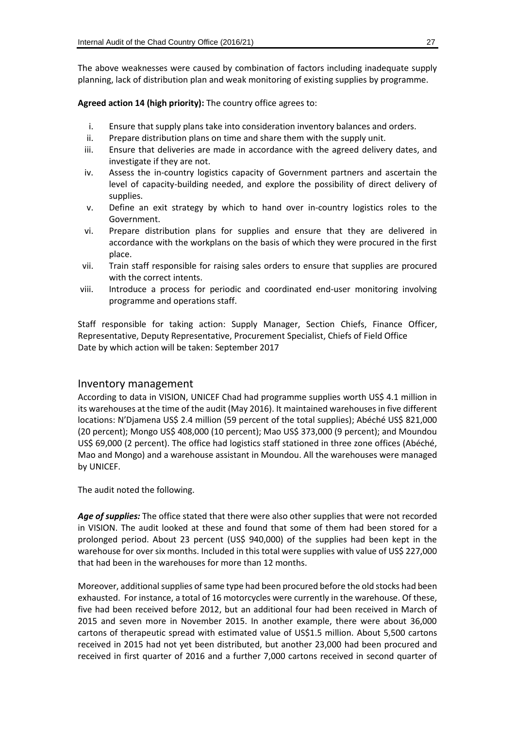The above weaknesses were caused by combination of factors including inadequate supply planning, lack of distribution plan and weak monitoring of existing supplies by programme.

**Agreed action 14 (high priority):** The country office agrees to:

1. Ensure that supply plans take into consideration inventory balances and orders.
2. Prepare distribution plans on time and share them with the supply unit.
3. Ensure that deliveries are made in accordance with the agreed delivery dates, and investigate if they are not.
4. Assess the in-country logistics capacity of Government partners and ascertain the level of capacity-building needed, and explore the possibility of direct delivery of supplies.
5. Define an exit strategy by which to hand over in-country logistics roles to the Government.
6. Prepare distribution plans for supplies and ensure that they are delivered in accordance with the workplans on the basis of which they were procured in the first place.
7. Train staff responsible for raising sales orders to ensure that supplies are procured with the correct intents.
8. Introduce a process for periodic and coordinated end-user monitoring involving programme and operations staff.

Staff responsible for taking action: Supply Manager, Section Chiefs, Finance Officer, Representative, Deputy Representative, Procurement Specialist, Chiefs of Field Office
Date by which action will be taken: September 2017

## Inventory management

According to data in VISION, UNICEF Chad had programme supplies worth US$ 4.1 million in its warehouses at the time of the audit (May 2016). It maintained warehouses in five different locations: N'Djamena US$ 2.4 million (59 percent of the total supplies); Abéché US$ 821,000 (20 percent); Mongo US$ 408,000 (10 percent); Mao US$ 373,000 (9 percent); and Moundou US$ 69,000 (2 percent). The office had logistics staff stationed in three zone offices (Abéché, Mao and Mongo) and a warehouse assistant in Moundou. All the warehouses were managed by UNICEF.

The audit noted the following.

***Age of supplies:*** The office stated that there were also other supplies that were not recorded in VISION. The audit looked at these and found that some of them had been stored for a prolonged period. About 23 percent (US$ 940,000) of the supplies had been kept in the warehouse for over six months. Included in this total were supplies with value of US$ 227,000 that had been in the warehouses for more than 12 months.

Moreover, additional supplies of same type had been procured before the old stocks had been exhausted. For instance, a total of 16 motorcycles were currently in the warehouse. Of these, five had been received before 2012, but an additional four had been received in March of 2015 and seven more in November 2015. In another example, there were about 36,000 cartons of therapeutic spread with estimated value of US$1.5 million. About 5,500 cartons received in 2015 had not yet been distributed, but another 23,000 had been procured and received in first quarter of 2016 and a further 7,000 cartons received in second quarter of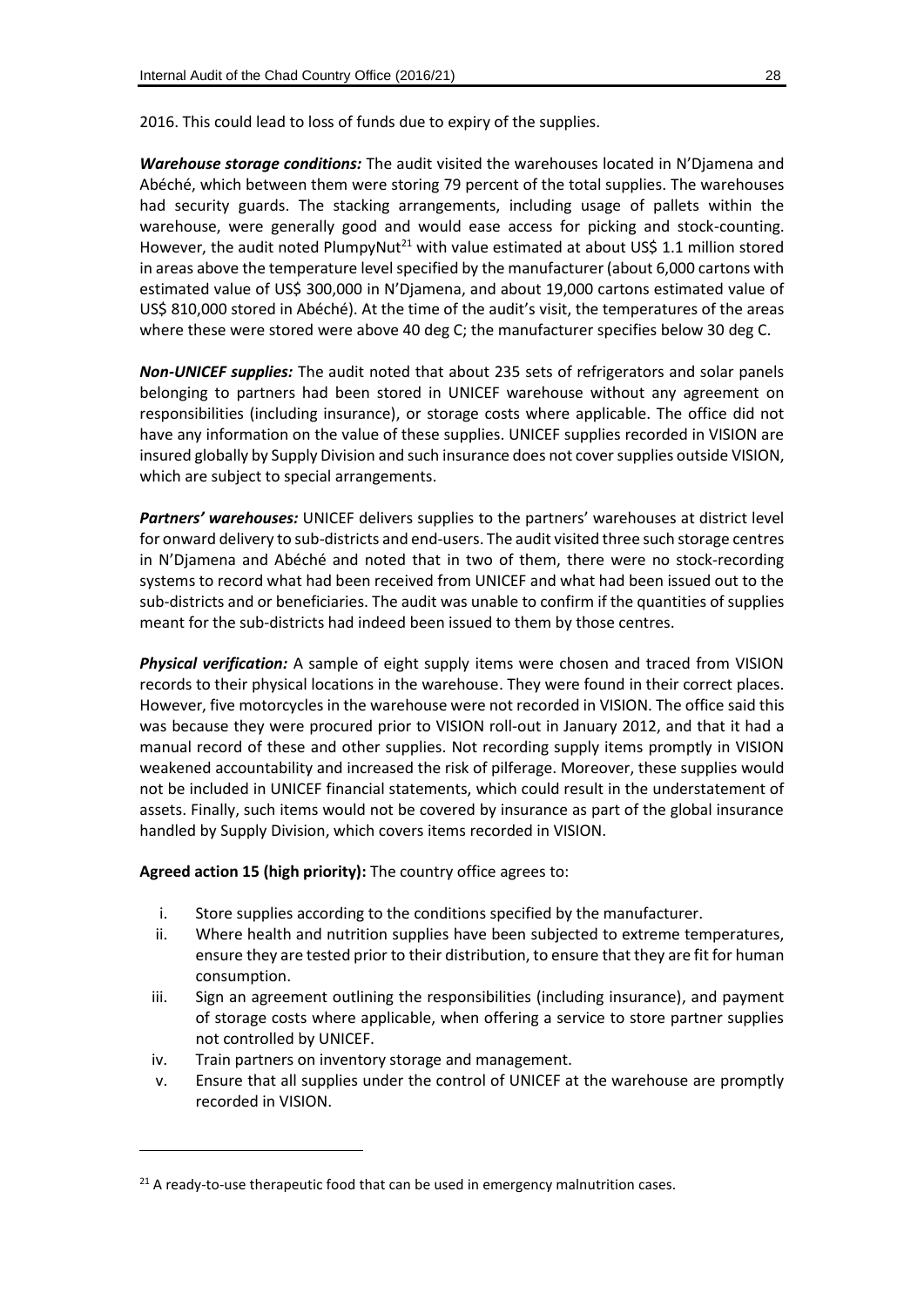2016. This could lead to loss of funds due to expiry of the supplies.

***Warehouse storage conditions:*** The audit visited the warehouses located in N'Djamena and Abéché, which between them were storing 79 percent of the total supplies. The warehouses had security guards. The stacking arrangements, including usage of pallets within the warehouse, were generally good and would ease access for picking and stock-counting. However, the audit noted PlumpyNut[21] with value estimated at about US$ 1.1 million stored in areas above the temperature level specified by the manufacturer (about 6,000 cartons with estimated value of US$ 300,000 in N'Djamena, and about 19,000 cartons estimated value of US$ 810,000 stored in Abéché). At the time of the audit's visit, the temperatures of the areas where these were stored were above 40 deg C; the manufacturer specifies below 30 deg C.

***Non-UNICEF supplies:*** The audit noted that about 235 sets of refrigerators and solar panels belonging to partners had been stored in UNICEF warehouse without any agreement on responsibilities (including insurance), or storage costs where applicable. The office did not have any information on the value of these supplies. UNICEF supplies recorded in VISION are insured globally by Supply Division and such insurance does not cover supplies outside VISION, which are subject to special arrangements.

***Partners' warehouses:*** UNICEF delivers supplies to the partners' warehouses at district level for onward delivery to sub-districts and end-users. The audit visited three such storage centres in N'Djamena and Abéché and noted that in two of them, there were no stock-recording systems to record what had been received from UNICEF and what had been issued out to the sub-districts and or beneficiaries. The audit was unable to confirm if the quantities of supplies meant for the sub-districts had indeed been issued to them by those centres.

***Physical verification:*** A sample of eight supply items were chosen and traced from VISION records to their physical locations in the warehouse. They were found in their correct places. However, five motorcycles in the warehouse were not recorded in VISION. The office said this was because they were procured prior to VISION roll-out in January 2012, and that it had a manual record of these and other supplies. Not recording supply items promptly in VISION weakened accountability and increased the risk of pilferage. Moreover, these supplies would not be included in UNICEF financial statements, which could result in the understatement of assets. Finally, such items would not be covered by insurance as part of the global insurance handled by Supply Division, which covers items recorded in VISION.

**Agreed action 15 (high priority):** The country office agrees to:

i. Store supplies according to the conditions specified by the manufacturer.
ii. Where health and nutrition supplies have been subjected to extreme temperatures, ensure they are tested prior to their distribution, to ensure that they are fit for human consumption.
iii. Sign an agreement outlining the responsibilities (including insurance), and payment of storage costs where applicable, when offering a service to store partner supplies not controlled by UNICEF.
iv. Train partners on inventory storage and management.
v. Ensure that all supplies under the control of UNICEF at the warehouse are promptly recorded in VISION.

[21] A ready-to-use therapeutic food that can be used in emergency malnutrition cases.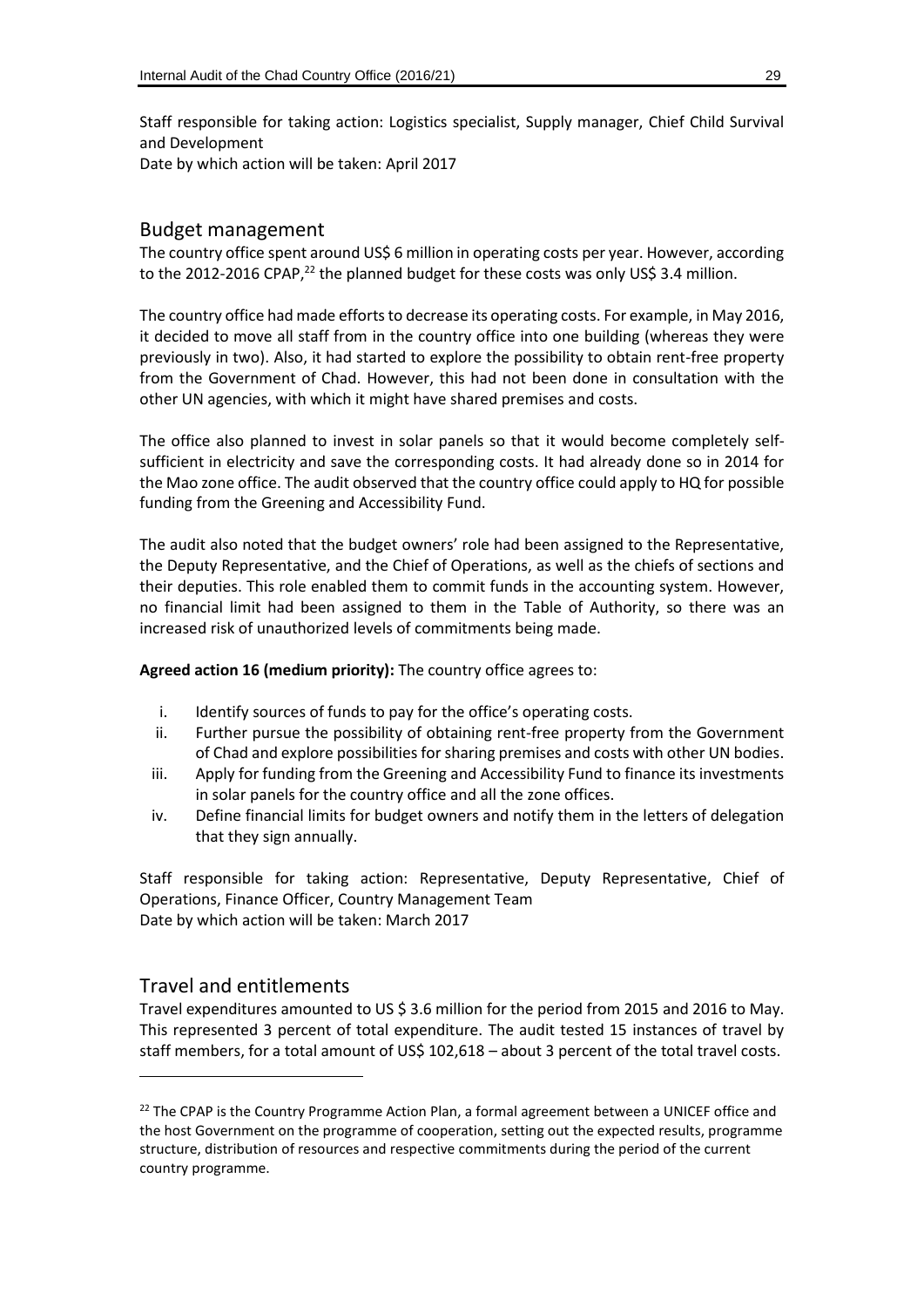Staff responsible for taking action: Logistics specialist, Supply manager, Chief Child Survival and Development
Date by which action will be taken: April 2017

## Budget management

The country office spent around US$ 6 million in operating costs per year. However, according to the 2012-2016 CPAP,[22] the planned budget for these costs was only US$ 3.4 million.

The country office had made efforts to decrease its operating costs. For example, in May 2016, it decided to move all staff from in the country office into one building (whereas they were previously in two). Also, it had started to explore the possibility to obtain rent-free property from the Government of Chad. However, this had not been done in consultation with the other UN agencies, with which it might have shared premises and costs.

The office also planned to invest in solar panels so that it would become completely self-sufficient in electricity and save the corresponding costs. It had already done so in 2014 for the Mao zone office. The audit observed that the country office could apply to HQ for possible funding from the Greening and Accessibility Fund.

The audit also noted that the budget owners' role had been assigned to the Representative, the Deputy Representative, and the Chief of Operations, as well as the chiefs of sections and their deputies. This role enabled them to commit funds in the accounting system. However, no financial limit had been assigned to them in the Table of Authority, so there was an increased risk of unauthorized levels of commitments being made.

**Agreed action 16 (medium priority):** The country office agrees to:

i. Identify sources of funds to pay for the office's operating costs.
ii. Further pursue the possibility of obtaining rent-free property from the Government of Chad and explore possibilities for sharing premises and costs with other UN bodies.
iii. Apply for funding from the Greening and Accessibility Fund to finance its investments in solar panels for the country office and all the zone offices.
iv. Define financial limits for budget owners and notify them in the letters of delegation that they sign annually.

Staff responsible for taking action: Representative, Deputy Representative, Chief of Operations, Finance Officer, Country Management Team
Date by which action will be taken: March 2017

## Travel and entitlements

Travel expenditures amounted to US $ 3.6 million for the period from 2015 and 2016 to May. This represented 3 percent of total expenditure. The audit tested 15 instances of travel by staff members, for a total amount of US$ 102,618 – about 3 percent of the total travel costs.

[22] The CPAP is the Country Programme Action Plan, a formal agreement between a UNICEF office and the host Government on the programme of cooperation, setting out the expected results, programme structure, distribution of resources and respective commitments during the period of the current country programme.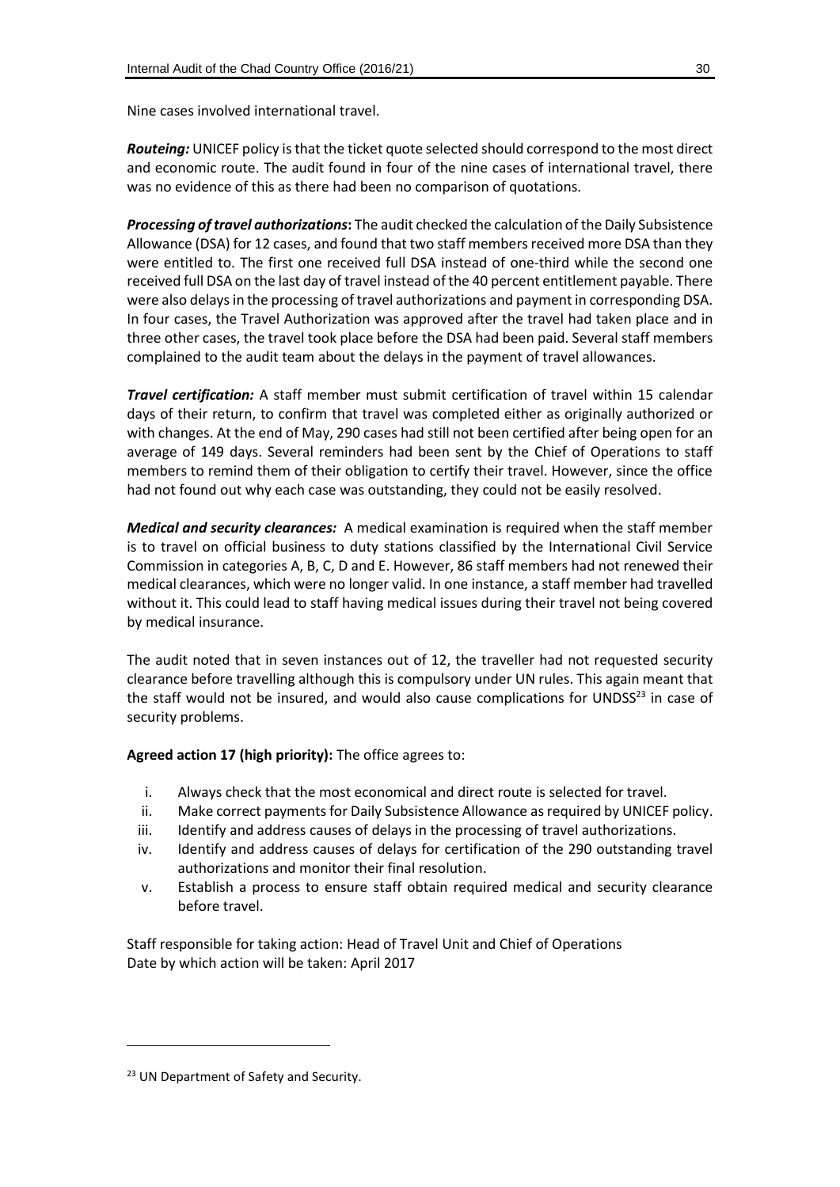Nine cases involved international travel.

***Routeing:*** UNICEF policy is that the ticket quote selected should correspond to the most direct and economic route. The audit found in four of the nine cases of international travel, there was no evidence of this as there had been no comparison of quotations.

***Processing of travel authorizations*****:** The audit checked the calculation of the Daily Subsistence Allowance (DSA) for 12 cases, and found that two staff members received more DSA than they were entitled to. The first one received full DSA instead of one-third while the second one received full DSA on the last day of travel instead of the 40 percent entitlement payable. There were also delays in the processing of travel authorizations and payment in corresponding DSA. In four cases, the Travel Authorization was approved after the travel had taken place and in three other cases, the travel took place before the DSA had been paid. Several staff members complained to the audit team about the delays in the payment of travel allowances.

***Travel certification:*** A staff member must submit certification of travel within 15 calendar days of their return, to confirm that travel was completed either as originally authorized or with changes. At the end of May, 290 cases had still not been certified after being open for an average of 149 days. Several reminders had been sent by the Chief of Operations to staff members to remind them of their obligation to certify their travel. However, since the office had not found out why each case was outstanding, they could not be easily resolved.

***Medical and security clearances:*** A medical examination is required when the staff member is to travel on official business to duty stations classified by the International Civil Service Commission in categories A, B, C, D and E. However, 86 staff members had not renewed their medical clearances, which were no longer valid. In one instance, a staff member had travelled without it. This could lead to staff having medical issues during their travel not being covered by medical insurance.

The audit noted that in seven instances out of 12, the traveller had not requested security clearance before travelling although this is compulsory under UN rules. This again meant that the staff would not be insured, and would also cause complications for UNDSS[23] in case of security problems.

**Agreed action 17 (high priority):** The office agrees to:

i. Always check that the most economical and direct route is selected for travel.
ii. Make correct payments for Daily Subsistence Allowance as required by UNICEF policy.
iii. Identify and address causes of delays in the processing of travel authorizations.
iv. Identify and address causes of delays for certification of the 290 outstanding travel authorizations and monitor their final resolution.
v. Establish a process to ensure staff obtain required medical and security clearance before travel.

Staff responsible for taking action: Head of Travel Unit and Chief of Operations
Date by which action will be taken: April 2017

---

[23] UN Department of Safety and Security.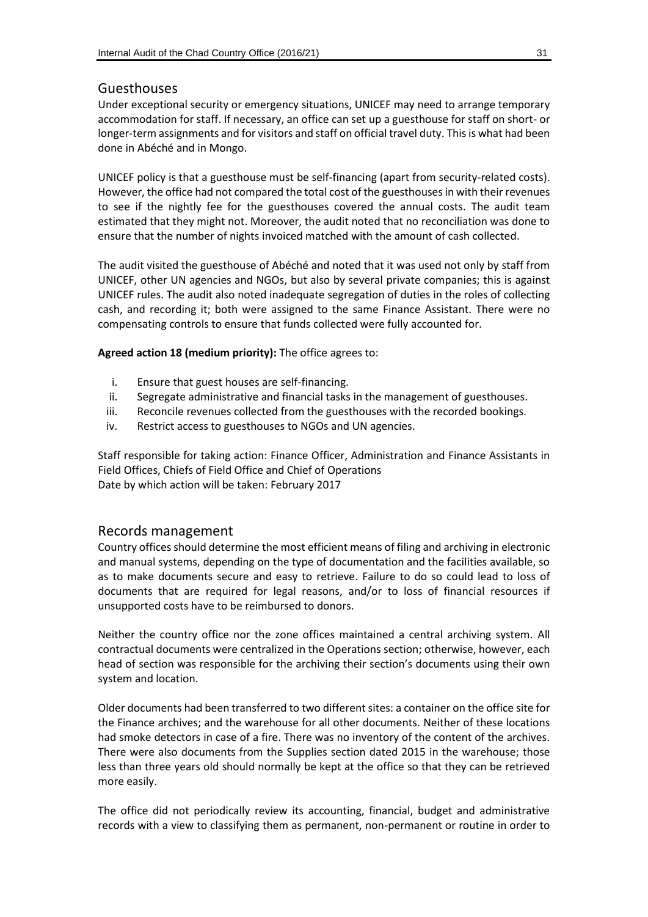## Guesthouses

Under exceptional security or emergency situations, UNICEF may need to arrange temporary accommodation for staff. If necessary, an office can set up a guesthouse for staff on short- or longer-term assignments and for visitors and staff on official travel duty. This is what had been done in Abéché and in Mongo.

UNICEF policy is that a guesthouse must be self-financing (apart from security-related costs). However, the office had not compared the total cost of the guesthouses in with their revenues to see if the nightly fee for the guesthouses covered the annual costs. The audit team estimated that they might not. Moreover, the audit noted that no reconciliation was done to ensure that the number of nights invoiced matched with the amount of cash collected.

The audit visited the guesthouse of Abéché and noted that it was used not only by staff from UNICEF, other UN agencies and NGOs, but also by several private companies; this is against UNICEF rules. The audit also noted inadequate segregation of duties in the roles of collecting cash, and recording it; both were assigned to the same Finance Assistant. There were no compensating controls to ensure that funds collected were fully accounted for.

**Agreed action 18 (medium priority):** The office agrees to:

i. Ensure that guest houses are self-financing.
ii. Segregate administrative and financial tasks in the management of guesthouses.
iii. Reconcile revenues collected from the guesthouses with the recorded bookings.
iv. Restrict access to guesthouses to NGOs and UN agencies.

Staff responsible for taking action: Finance Officer, Administration and Finance Assistants in Field Offices, Chiefs of Field Office and Chief of Operations
Date by which action will be taken: February 2017

## Records management

Country offices should determine the most efficient means of filing and archiving in electronic and manual systems, depending on the type of documentation and the facilities available, so as to make documents secure and easy to retrieve. Failure to do so could lead to loss of documents that are required for legal reasons, and/or to loss of financial resources if unsupported costs have to be reimbursed to donors.

Neither the country office nor the zone offices maintained a central archiving system. All contractual documents were centralized in the Operations section; otherwise, however, each head of section was responsible for the archiving their section's documents using their own system and location.

Older documents had been transferred to two different sites: a container on the office site for the Finance archives; and the warehouse for all other documents. Neither of these locations had smoke detectors in case of a fire. There was no inventory of the content of the archives. There were also documents from the Supplies section dated 2015 in the warehouse; those less than three years old should normally be kept at the office so that they can be retrieved more easily.

The office did not periodically review its accounting, financial, budget and administrative records with a view to classifying them as permanent, non-permanent or routine in order to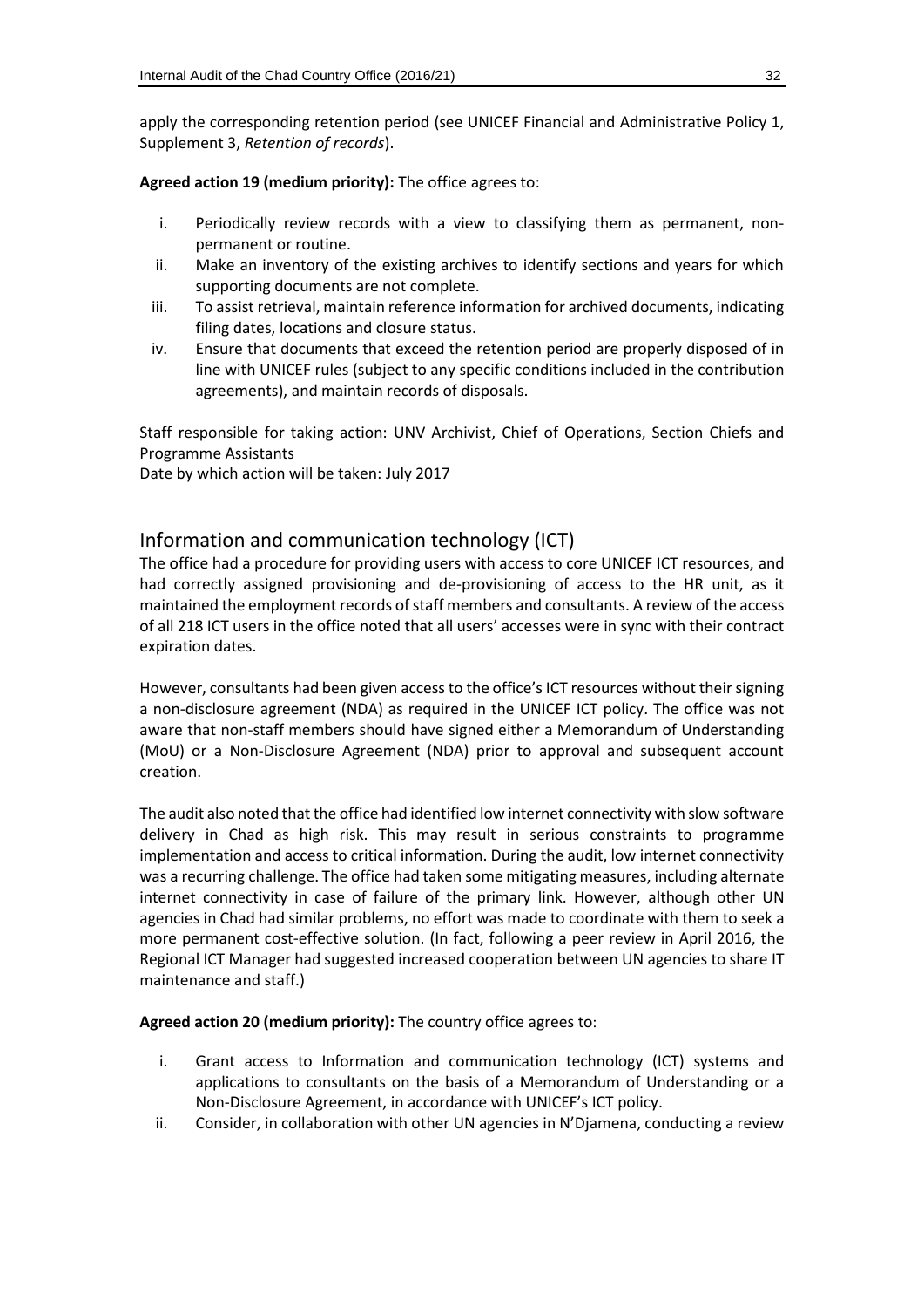apply the corresponding retention period (see UNICEF Financial and Administrative Policy 1, Supplement 3, *Retention of records*).

**Agreed action 19 (medium priority):** The office agrees to:

i. Periodically review records with a view to classifying them as permanent, non-permanent or routine.
ii. Make an inventory of the existing archives to identify sections and years for which supporting documents are not complete.
iii. To assist retrieval, maintain reference information for archived documents, indicating filing dates, locations and closure status.
iv. Ensure that documents that exceed the retention period are properly disposed of in line with UNICEF rules (subject to any specific conditions included in the contribution agreements), and maintain records of disposals.

Staff responsible for taking action: UNV Archivist, Chief of Operations, Section Chiefs and Programme Assistants
Date by which action will be taken: July 2017

## Information and communication technology (ICT)

The office had a procedure for providing users with access to core UNICEF ICT resources, and had correctly assigned provisioning and de-provisioning of access to the HR unit, as it maintained the employment records of staff members and consultants. A review of the access of all 218 ICT users in the office noted that all users' accesses were in sync with their contract expiration dates.

However, consultants had been given access to the office's ICT resources without their signing a non-disclosure agreement (NDA) as required in the UNICEF ICT policy. The office was not aware that non-staff members should have signed either a Memorandum of Understanding (MoU) or a Non-Disclosure Agreement (NDA) prior to approval and subsequent account creation.

The audit also noted that the office had identified low internet connectivity with slow software delivery in Chad as high risk. This may result in serious constraints to programme implementation and access to critical information. During the audit, low internet connectivity was a recurring challenge. The office had taken some mitigating measures, including alternate internet connectivity in case of failure of the primary link. However, although other UN agencies in Chad had similar problems, no effort was made to coordinate with them to seek a more permanent cost-effective solution. (In fact, following a peer review in April 2016, the Regional ICT Manager had suggested increased cooperation between UN agencies to share IT maintenance and staff.)

**Agreed action 20 (medium priority):** The country office agrees to:

i. Grant access to Information and communication technology (ICT) systems and applications to consultants on the basis of a Memorandum of Understanding or a Non-Disclosure Agreement, in accordance with UNICEF's ICT policy.
ii. Consider, in collaboration with other UN agencies in N'Djamena, conducting a review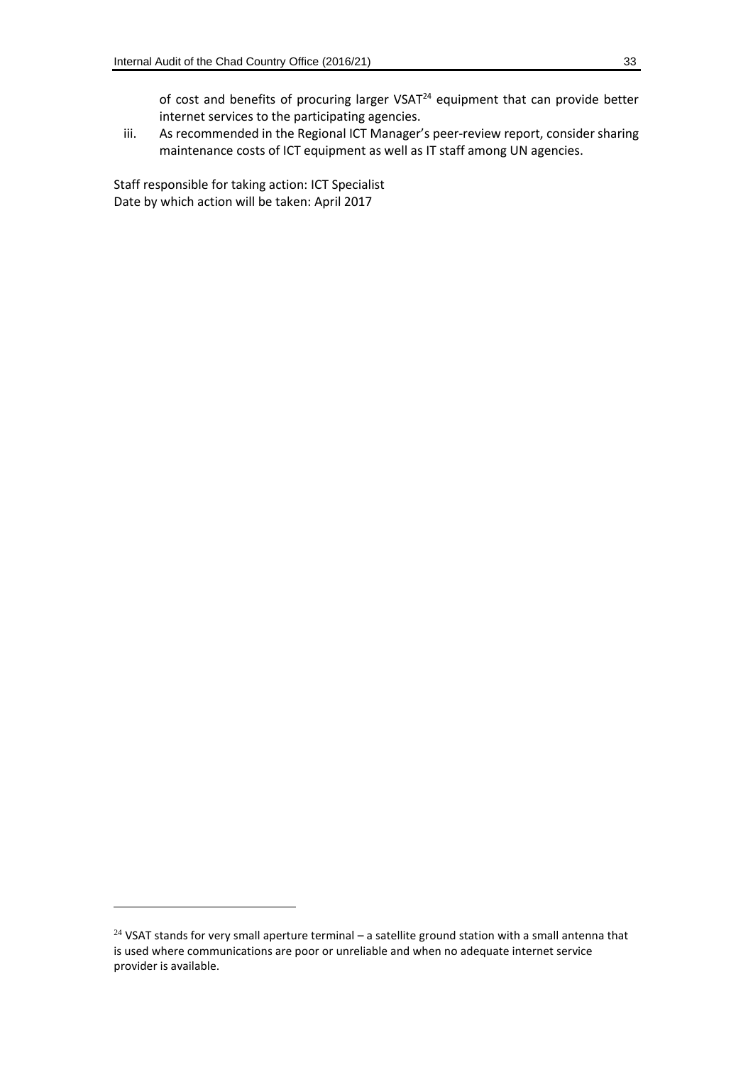of cost and benefits of procuring larger VSAT[24] equipment that can provide better internet services to the participating agencies.

iii. As recommended in the Regional ICT Manager's peer-review report, consider sharing maintenance costs of ICT equipment as well as IT staff among UN agencies.

Staff responsible for taking action: ICT Specialist
Date by which action will be taken: April 2017

---

[24] VSAT stands for very small aperture terminal – a satellite ground station with a small antenna that is used where communications are poor or unreliable and when no adequate internet service provider is available.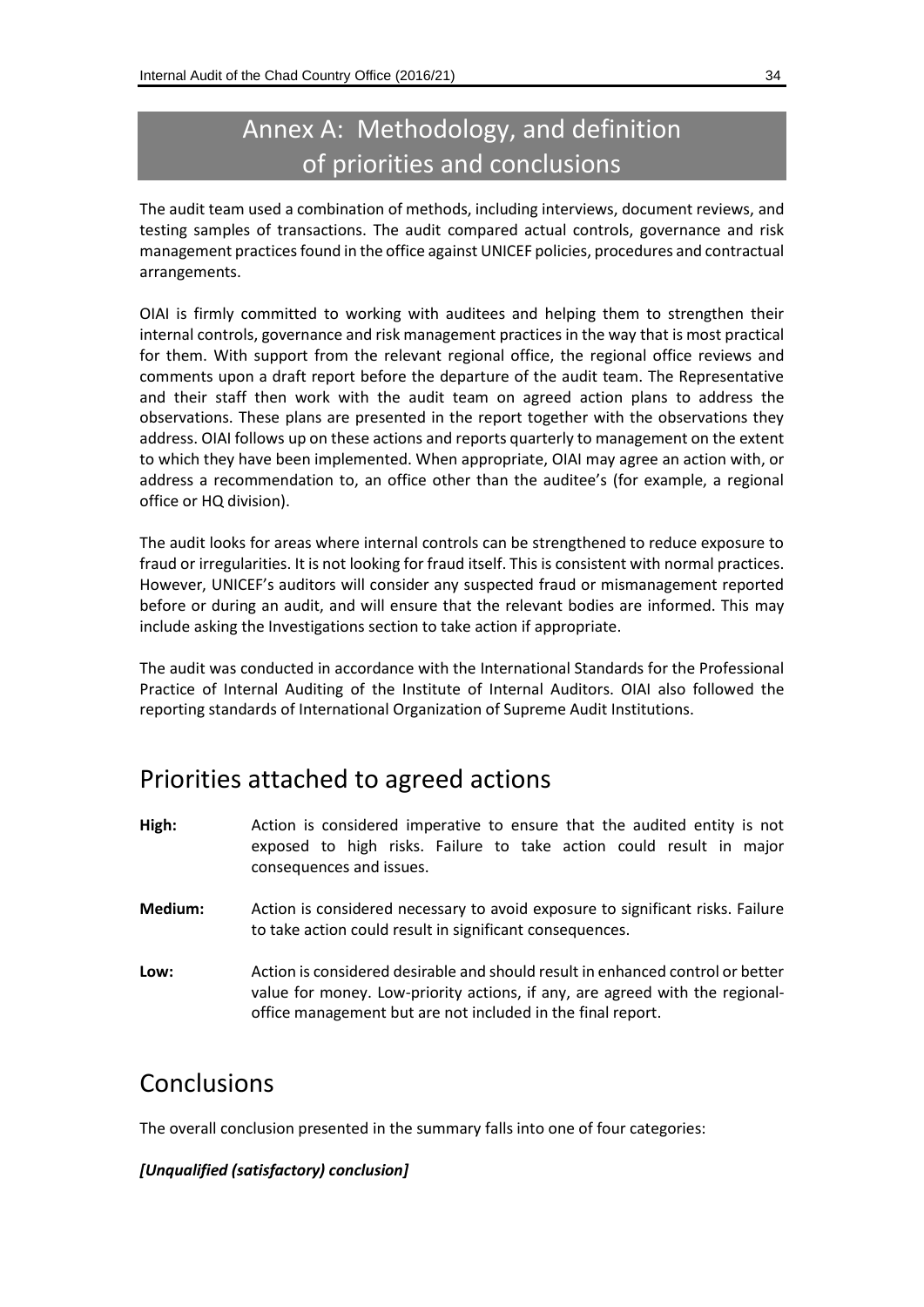# Annex A: Methodology, and definition of priorities and conclusions

The audit team used a combination of methods, including interviews, document reviews, and testing samples of transactions. The audit compared actual controls, governance and risk management practices found in the office against UNICEF policies, procedures and contractual arrangements.

OIAI is firmly committed to working with auditees and helping them to strengthen their internal controls, governance and risk management practices in the way that is most practical for them. With support from the relevant regional office, the regional office reviews and comments upon a draft report before the departure of the audit team. The Representative and their staff then work with the audit team on agreed action plans to address the observations. These plans are presented in the report together with the observations they address. OIAI follows up on these actions and reports quarterly to management on the extent to which they have been implemented. When appropriate, OIAI may agree an action with, or address a recommendation to, an office other than the auditee's (for example, a regional office or HQ division).

The audit looks for areas where internal controls can be strengthened to reduce exposure to fraud or irregularities. It is not looking for fraud itself. This is consistent with normal practices. However, UNICEF's auditors will consider any suspected fraud or mismanagement reported before or during an audit, and will ensure that the relevant bodies are informed. This may include asking the Investigations section to take action if appropriate.

The audit was conducted in accordance with the International Standards for the Professional Practice of Internal Auditing of the Institute of Internal Auditors. OIAI also followed the reporting standards of International Organization of Supreme Audit Institutions.

## Priorities attached to agreed actions

**High:** Action is considered imperative to ensure that the audited entity is not exposed to high risks. Failure to take action could result in major consequences and issues.

**Medium:** Action is considered necessary to avoid exposure to significant risks. Failure to take action could result in significant consequences.

**Low:** Action is considered desirable and should result in enhanced control or better value for money. Low-priority actions, if any, are agreed with the regional-office management but are not included in the final report.

## Conclusions

The overall conclusion presented in the summary falls into one of four categories:

***[Unqualified (satisfactory) conclusion]***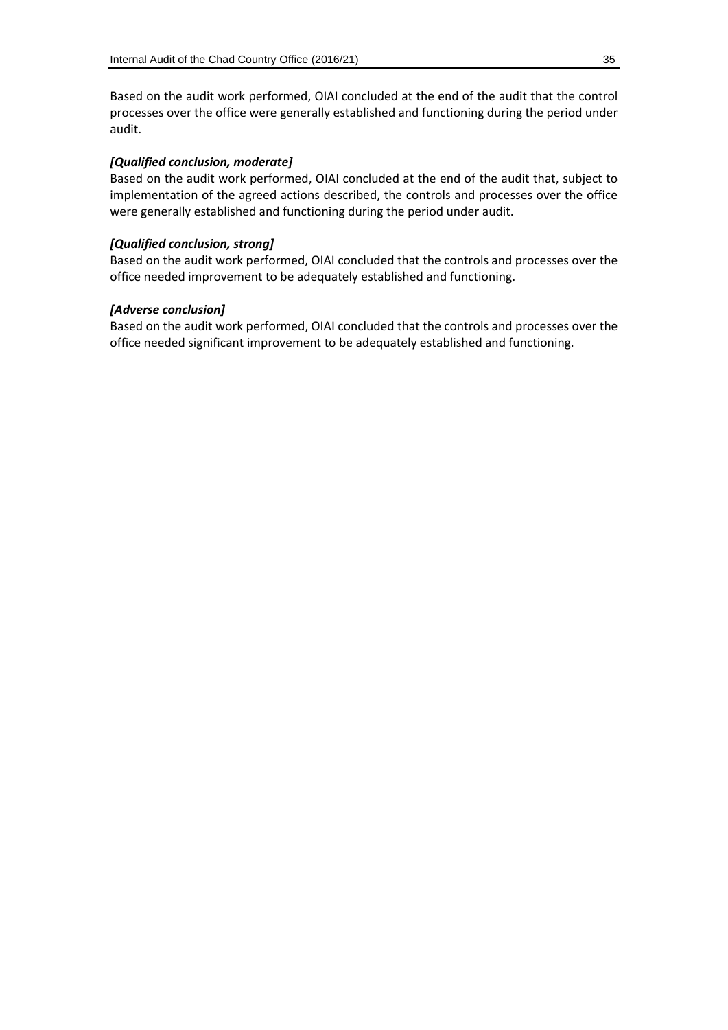Based on the audit work performed, OIAI concluded at the end of the audit that the control processes over the office were generally established and functioning during the period under audit.

***[Qualified conclusion, moderate]***

Based on the audit work performed, OIAI concluded at the end of the audit that, subject to implementation of the agreed actions described, the controls and processes over the office were generally established and functioning during the period under audit.

***[Qualified conclusion, strong]***

Based on the audit work performed, OIAI concluded that the controls and processes over the office needed improvement to be adequately established and functioning.

***[Adverse conclusion]***

Based on the audit work performed, OIAI concluded that the controls and processes over the office needed significant improvement to be adequately established and functioning.